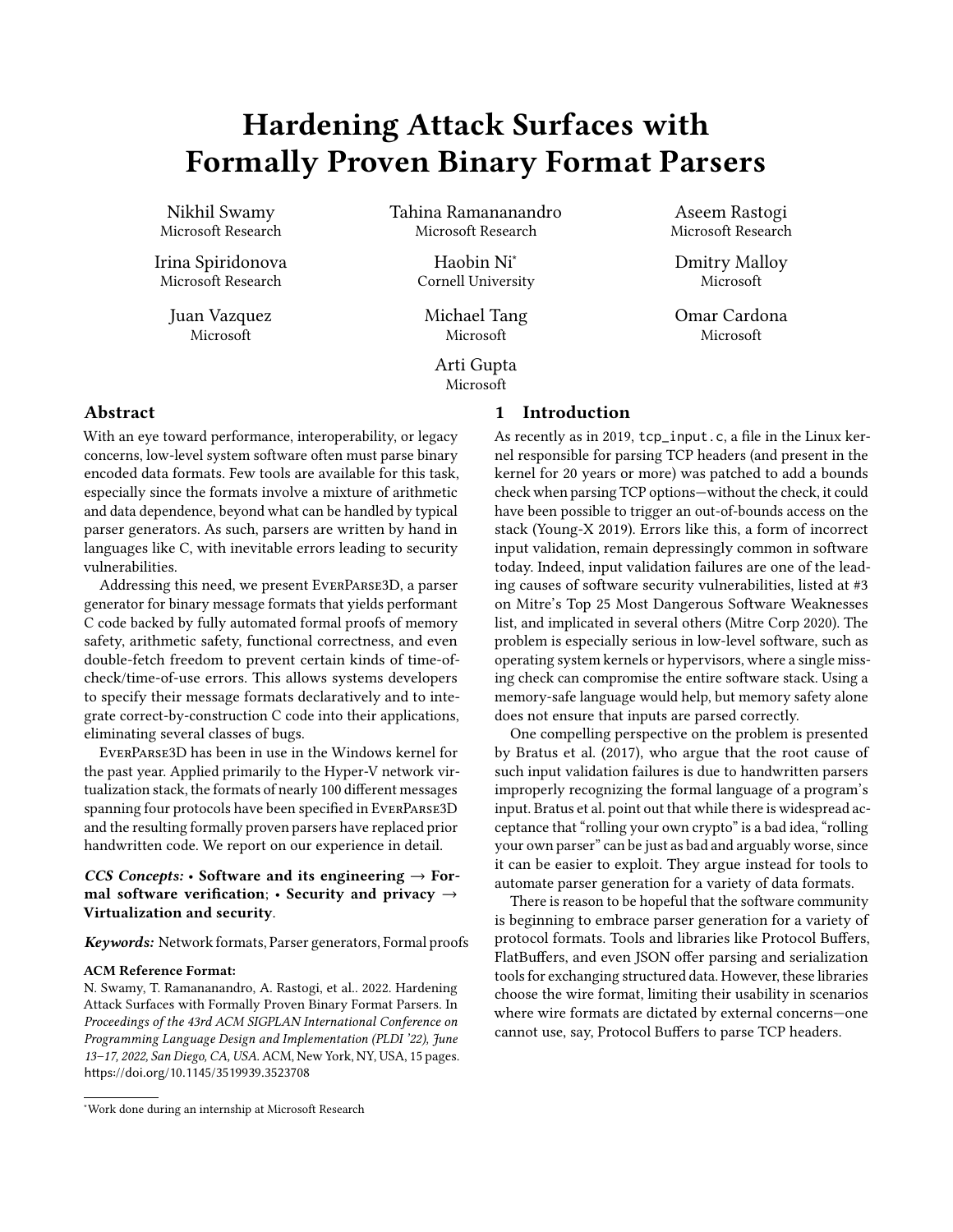# Hardening Attack Surfaces with Formally Proven Binary Format Parsers

Nikhil Swamy
Microsoft Research

Tahina Ramananandro
Microsoft Research

Aseem Rastogi
Microsoft Research

Irina Spiridonova
Microsoft Research

Haobin Ni*
Cornell University

Dmitry Malloy
Microsoft

Juan Vazquez
Microsoft

Michael Tang
Microsoft

Omar Cardona
Microsoft

Arti Gupta
Microsoft

## Abstract

With an eye toward performance, interoperability, or legacy concerns, low-level system software often must parse binary encoded data formats. Few tools are available for this task, especially since the formats involve a mixture of arithmetic and data dependence, beyond what can be handled by typical parser generators. As such, parsers are written by hand in languages like C, with inevitable errors leading to security vulnerabilities.

Addressing this need, we present EverParse3D, a parser generator for binary message formats that yields performant C code backed by fully automated formal proofs of memory safety, arithmetic safety, functional correctness, and even double-fetch freedom to prevent certain kinds of time-of-check/time-of-use errors. This allows systems developers to specify their message formats declaratively and to integrate correct-by-construction C code into their applications, eliminating several classes of bugs.

EverParse3D has been in use in the Windows kernel for the past year. Applied primarily to the Hyper-V network virtualization stack, the formats of nearly 100 different messages spanning four protocols have been specified in EverParse3D and the resulting formally proven parsers have replaced prior handwritten code. We report on our experience in detail.

***CCS Concepts:*** • **Software and its engineering → Formal software verification**; • **Security and privacy → Virtualization and security**.

***Keywords:*** Network formats, Parser generators, Formal proofs

**ACM Reference Format:**
N. Swamy, T. Ramananandro, A. Rastogi, et al.. 2022. Hardening Attack Surfaces with Formally Proven Binary Format Parsers. In *Proceedings of the 43rd ACM SIGPLAN International Conference on Programming Language Design and Implementation (PLDI '22), June 13–17, 2022, San Diego, CA, USA.* ACM, New York, NY, USA, 15 pages. https://doi.org/10.1145/3519939.3523708

*Work done during an internship at Microsoft Research

## 1 Introduction

As recently as in 2019, `tcp_input.c`, a file in the Linux kernel responsible for parsing TCP headers (and present in the kernel for 20 years or more) was patched to add a bounds check when parsing TCP options—without the check, it could have been possible to trigger an out-of-bounds access on the stack (Young-X 2019). Errors like this, a form of incorrect input validation, remain depressingly common in software today. Indeed, input validation failures are one of the leading causes of software security vulnerabilities, listed at #3 on Mitre's Top 25 Most Dangerous Software Weaknesses list, and implicated in several others (Mitre Corp 2020). The problem is especially serious in low-level software, such as operating system kernels or hypervisors, where a single missing check can compromise the entire software stack. Using a memory-safe language would help, but memory safety alone does not ensure that inputs are parsed correctly.

One compelling perspective on the problem is presented by Bratus et al. (2017), who argue that the root cause of such input validation failures is due to handwritten parsers improperly recognizing the formal language of a program's input. Bratus et al. point out that while there is widespread acceptance that "rolling your own crypto" is a bad idea, "rolling your own parser" can be just as bad and arguably worse, since it can be easier to exploit. They argue instead for tools to automate parser generation for a variety of data formats.

There is reason to be hopeful that the software community is beginning to embrace parser generation for a variety of protocol formats. Tools and libraries like Protocol Buffers, FlatBuffers, and even JSON offer parsing and serialization tools for exchanging structured data. However, these libraries choose the wire format, limiting their usability in scenarios where wire formats are dictated by external concerns—one cannot use, say, Protocol Buffers to parse TCP headers.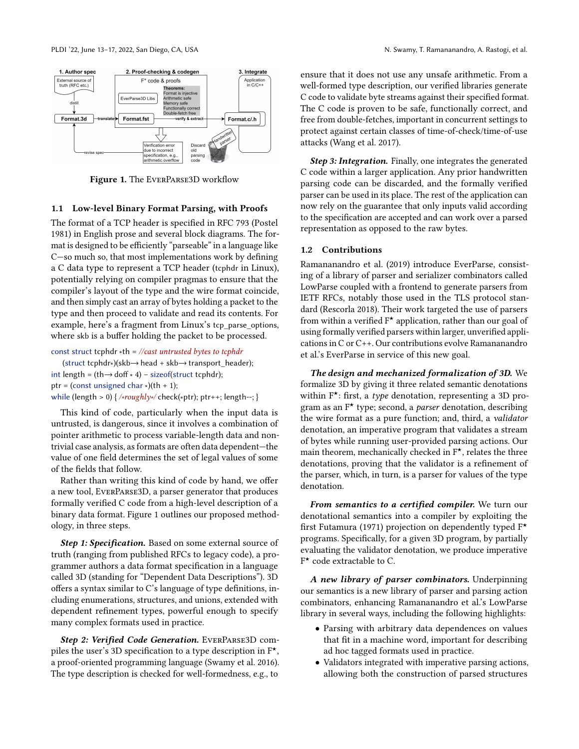Figure 1. The EverParse3D workflow

### 1.1 Low-level Binary Format Parsing, with Proofs

The format of a TCP header is specified in RFC 793 (Postel 1981) in English prose and several block diagrams. The format is designed to be efficiently "parseable" in a language like C—so much so, that most implementations work by defining a C data type to represent a TCP header (tcphdr in Linux), potentially relying on compiler pragmas to ensure that the compiler's layout of the type and the wire format coincide, and then simply cast an array of bytes holding a packet to the type and then proceed to validate and read its contents. For example, here's a fragment from Linux's tcp_parse_options, where skb is a buffer holding the packet to be processed.

```
const struct tcphdr *th = //cast untrusted bytes to tcphdr
  (struct tcphdr*)(skb→head + skb→transport_header);
int length = (th→doff * 4) − sizeof(struct tcphdr);
ptr = (const unsigned char *)(th + 1);
while (length > 0) { /*roughly*/ check(*ptr); ptr++; length--; }
```

This kind of code, particularly when the input data is untrusted, is dangerous, since it involves a combination of pointer arithmetic to process variable-length data and non-trivial case analysis, as formats are often data dependent—the value of one field determines the set of legal values of some of the fields that follow.

Rather than writing this kind of code by hand, we offer a new tool, EverParse3D, a parser generator that produces formally verified C code from a high-level description of a binary data format. Figure 1 outlines our proposed methodology, in three steps.

***Step 1: Specification.*** Based on some external source of truth (ranging from published RFCs to legacy code), a programmer authors a data format specification in a language called 3D (standing for "Dependent Data Descriptions"). 3D offers a syntax similar to C's language of type definitions, including enumerations, structures, and unions, extended with dependent refinement types, powerful enough to specify many complex formats used in practice.

***Step 2: Verified Code Generation.*** EverParse3D compiles the user's 3D specification to a type description in F*, a proof-oriented programming language (Swamy et al. 2016). The type description is checked for well-formedness, e.g., to ensure that it does not use any unsafe arithmetic. From a well-formed type description, our verified libraries generate C code to validate byte streams against their specified format. The C code is proven to be safe, functionally correct, and free from double-fetches, important in concurrent settings to protect against certain classes of time-of-check/time-of-use attacks (Wang et al. 2017).

***Step 3: Integration.*** Finally, one integrates the generated C code within a larger application. Any prior handwritten parsing code can be discarded, and the formally verified parser can be used in its place. The rest of the application can now rely on the guarantee that only inputs valid according to the specification are accepted and can work over a parsed representation as opposed to the raw bytes.

### 1.2 Contributions

Ramananandro et al. (2019) introduce EverParse, consisting of a library of parser and serializer combinators called LowParse coupled with a frontend to generate parsers from IETF RFCs, notably those used in the TLS protocol standard (Rescorla 2018). Their work targeted the use of parsers from within a verified F* application, rather than our goal of using formally verified parsers within larger, unverified applications in C or C++. Our contributions evolve Ramananandro et al.'s EverParse in service of this new goal.

***The design and mechanized formalization of 3D.*** We formalize 3D by giving it three related semantic denotations within F*: first, a *type* denotation, representing a 3D program as an F* type; second, a *parser* denotation, describing the wire format as a pure function; and, third, a *validator* denotation, an imperative program that validates a stream of bytes while running user-provided parsing actions. Our main theorem, mechanically checked in F*, relates the three denotations, proving that the validator is a refinement of the parser, which, in turn, is a parser for values of the type denotation.

***From semantics to a certified compiler.*** We turn our denotational semantics into a compiler by exploiting the first Futamura (1971) projection on dependently typed F* programs. Specifically, for a given 3D program, by partially evaluating the validator denotation, we produce imperative F* code extractable to C.

***A new library of parser combinators.*** Underpinning our semantics is a new library of parser and parsing action combinators, enhancing Ramananandro et al.'s LowParse library in several ways, including the following highlights:

- Parsing with arbitrary data dependences on values that fit in a machine word, important for describing ad hoc tagged formats used in practice.
- Validators integrated with imperative parsing actions, allowing both the construction of parsed structures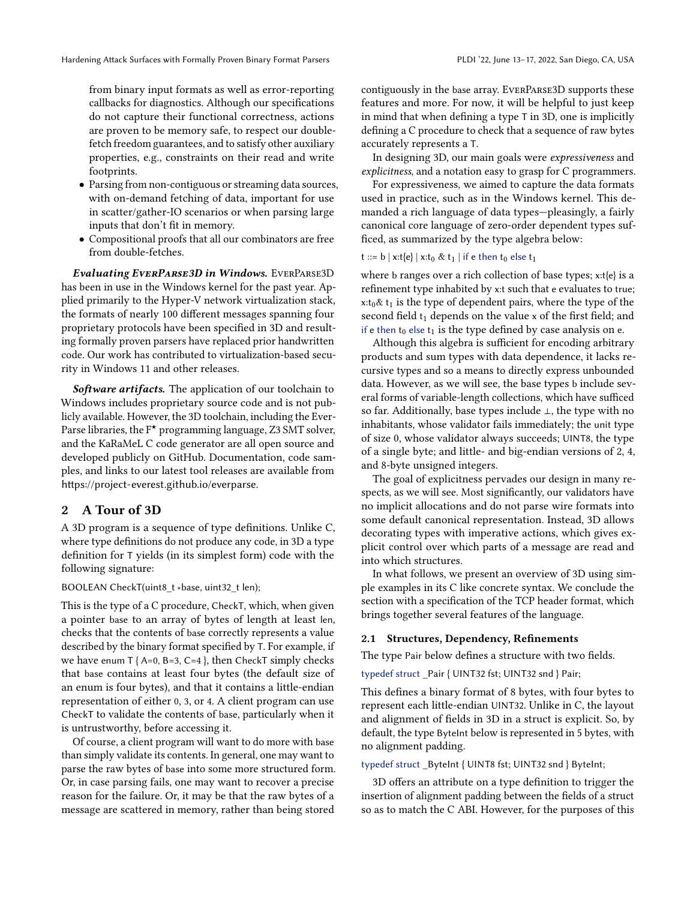from binary input formats as well as error-reporting callbacks for diagnostics. Although our specifications do not capture their functional correctness, actions are proven to be memory safe, to respect our double-fetch freedom guarantees, and to satisfy other auxiliary properties, e.g., constraints on their read and write footprints.

- Parsing from non-contiguous or streaming data sources, with on-demand fetching of data, important for use in scatter/gather-IO scenarios or when parsing large inputs that don't fit in memory.
- Compositional proofs that all our combinators are free from double-fetches.

***Evaluating EverParse3D in Windows.*** EverParse3D has been in use in the Windows kernel for the past year. Applied primarily to the Hyper-V network virtualization stack, the formats of nearly 100 different messages spanning four proprietary protocols have been specified in 3D and resulting formally proven parsers have replaced prior handwritten code. Our work has contributed to virtualization-based security in Windows 11 and other releases.

***Software artifacts.*** The application of our toolchain to Windows includes proprietary source code and is not publicly available. However, the 3D toolchain, including the EverParse libraries, the F⋆ programming language, Z3 SMT solver, and the KaRaMeL C code generator are all open source and developed publicly on GitHub. Documentation, code samples, and links to our latest tool releases are available from https://project-everest.github.io/everparse.

## 2 A Tour of 3D

A 3D program is a sequence of type definitions. Unlike C, where type definitions do not produce any code, in 3D a type definition for T yields (in its simplest form) code with the following signature:

```
BOOLEAN CheckT(uint8_t *base, uint32_t len);
```

This is the type of a C procedure, CheckT, which, when given a pointer base to an array of bytes of length at least len, checks that the contents of base correctly represents a value described by the binary format specified by T. For example, if we have enum T { A=0, B=3, C=4 }, then CheckT simply checks that base contains at least four bytes (the default size of an enum is four bytes), and that it contains a little-endian representation of either 0, 3, or 4. A client program can use CheckT to validate the contents of base, particularly when it is untrustworthy, before accessing it.

Of course, a client program will want to do more with base than simply validate its contents. In general, one may want to parse the raw bytes of base into some more structured form. Or, in case parsing fails, one may want to recover a precise reason for the failure. Or, it may be that the raw bytes of a message are scattered in memory, rather than being stored contiguously in the base array. EverParse3D supports these features and more. For now, it will be helpful to just keep in mind that when defining a type T in 3D, one is implicitly defining a C procedure to check that a sequence of raw bytes accurately represents a T.

In designing 3D, our main goals were *expressiveness* and *explicitness*, and a notation easy to grasp for C programmers.

For expressiveness, we aimed to capture the data formats used in practice, such as in the Windows kernel. This demanded a rich language of data types—pleasingly, a fairly canonical core language of zero-order dependent types sufficed, as summarized by the type algebra below:

$$t ::= b \mid x{:}t\{e\} \mid x{:}t_0 \ \& \ t_1 \mid \textbf{if } e \textbf{ then } t_0 \textbf{ else } t_1$$

where b ranges over a rich collection of base types; x:t{e} is a refinement type inhabited by x:t such that e evaluates to true; $x{:}t_0 \& \ t_1$ is the type of dependent pairs, where the type of the second field $t_1$ depends on the value x of the first field; and if e then $t_0$ else $t_1$ is the type defined by case analysis on e.

Although this algebra is sufficient for encoding arbitrary products and sum types with data dependence, it lacks recursive types and so a means to directly express unbounded data. However, as we will see, the base types b include several forms of variable-length collections, which have sufficed so far. Additionally, base types include ⊥, the type with no inhabitants, whose validator fails immediately; the unit type of size 0, whose validator always succeeds; UINT8, the type of a single byte; and little- and big-endian versions of 2, 4, and 8-byte unsigned integers.

The goal of explicitness pervades our design in many respects, as we will see. Most significantly, our validators have no implicit allocations and do not parse wire formats into some default canonical representation. Instead, 3D allows decorating types with imperative actions, which gives explicit control over which parts of a message are read and into which structures.

In what follows, we present an overview of 3D using simple examples in its C like concrete syntax. We conclude the section with a specification of the TCP header format, which brings together several features of the language.

### 2.1 Structures, Dependency, Refinements

The type Pair below defines a structure with two fields.

```
typedef struct _Pair { UINT32 fst; UINT32 snd } Pair;
```

This defines a binary format of 8 bytes, with four bytes to represent each little-endian UINT32. Unlike in C, the layout and alignment of fields in 3D in a struct is explicit. So, by default, the type ByteInt below is represented in 5 bytes, with no alignment padding.

```
typedef struct _ByteInt { UINT8 fst; UINT32 snd } ByteInt;
```

3D offers an attribute on a type definition to trigger the insertion of alignment padding between the fields of a struct so as to match the C ABI. However, for the purposes of this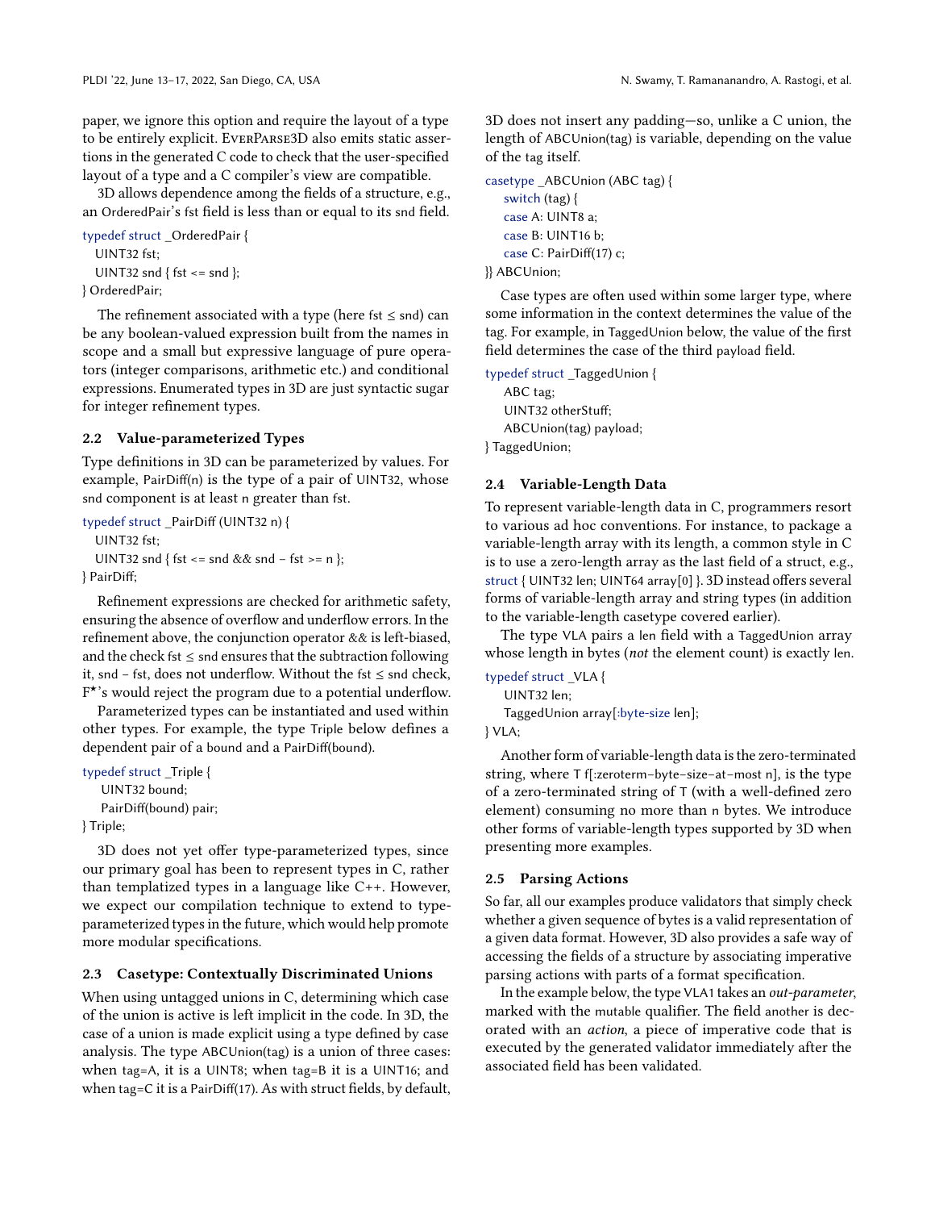paper, we ignore this option and require the layout of a type to be entirely explicit. EverParse3D also emits static assertions in the generated C code to check that the user-specified layout of a type and a C compiler's view are compatible.

3D allows dependence among the fields of a structure, e.g., an OrderedPair's fst field is less than or equal to its snd field.

```
typedef struct _OrderedPair {
  UINT32 fst;
  UINT32 snd { fst <= snd };
} OrderedPair;
```

The refinement associated with a type (here fst ≤ snd) can be any boolean-valued expression built from the names in scope and a small but expressive language of pure operators (integer comparisons, arithmetic etc.) and conditional expressions. Enumerated types in 3D are just syntactic sugar for integer refinement types.

### 2.2 Value-parameterized Types

Type definitions in 3D can be parameterized by values. For example, PairDiff(n) is the type of a pair of UINT32, whose snd component is at least n greater than fst.

```
typedef struct _PairDiff (UINT32 n) {
  UINT32 fst;
  UINT32 snd { fst <= snd && snd - fst >= n };
} PairDiff;
```

Refinement expressions are checked for arithmetic safety, ensuring the absence of overflow and underflow errors. In the refinement above, the conjunction operator && is left-biased, and the check fst ≤ snd ensures that the subtraction following it, snd − fst, does not underflow. Without the fst ≤ snd check, F★'s would reject the program due to a potential underflow.

Parameterized types can be instantiated and used within other types. For example, the type Triple below defines a dependent pair of a bound and a PairDiff(bound).

```
typedef struct _Triple {
   UINT32 bound;
   PairDiff(bound) pair;
} Triple;
```

3D does not yet offer type-parameterized types, since our primary goal has been to represent types in C, rather than templatized types in a language like C++. However, we expect our compilation technique to extend to type-parameterized types in the future, which would help promote more modular specifications.

### 2.3 Casetype: Contextually Discriminated Unions

When using untagged unions in C, determining which case of the union is active is left implicit in the code. In 3D, the case of a union is made explicit using a type defined by case analysis. The type ABCUnion(tag) is a union of three cases: when tag=A, it is a UINT8; when tag=B it is a UINT16; and when tag=C it is a PairDiff(17). As with struct fields, by default, 3D does not insert any padding—so, unlike a C union, the length of ABCUnion(tag) is variable, depending on the value of the tag itself.

```
casetype _ABCUnion (ABC tag) {
   switch (tag) {
   case A: UINT8 a;
   case B: UINT16 b;
   case C: PairDiff(17) c;
}} ABCUnion;
```

Case types are often used within some larger type, where some information in the context determines the value of the tag. For example, in TaggedUnion below, the value of the first field determines the case of the third payload field.

```
typedef struct _TaggedUnion {
   ABC tag;
   UINT32 otherStuff;
   ABCUnion(tag) payload;
} TaggedUnion;
```

### 2.4 Variable-Length Data

To represent variable-length data in C, programmers resort to various ad hoc conventions. For instance, to package a variable-length array with its length, a common style in C is to use a zero-length array as the last field of a struct, e.g., struct { UINT32 len; UINT64 array[0] }. 3D instead offers several forms of variable-length array and string types (in addition to the variable-length casetype covered earlier).

The type VLA pairs a len field with a TaggedUnion array whose length in bytes (*not* the element count) is exactly len.

```
typedef struct _VLA {
   UINT32 len;
   TaggedUnion array[:byte-size len];
} VLA;
```

Another form of variable-length data is the zero-terminated string, where T f[:zeroterm-byte-size-at-most n], is the type of a zero-terminated string of T (with a well-defined zero element) consuming no more than n bytes. We introduce other forms of variable-length types supported by 3D when presenting more examples.

### 2.5 Parsing Actions

So far, all our examples produce validators that simply check whether a given sequence of bytes is a valid representation of a given data format. However, 3D also provides a safe way of accessing the fields of a structure by associating imperative parsing actions with parts of a format specification.

In the example below, the type VLA1 takes an *out-parameter*, marked with the mutable qualifier. The field another is decorated with an *action*, a piece of imperative code that is executed by the generated validator immediately after the associated field has been validated.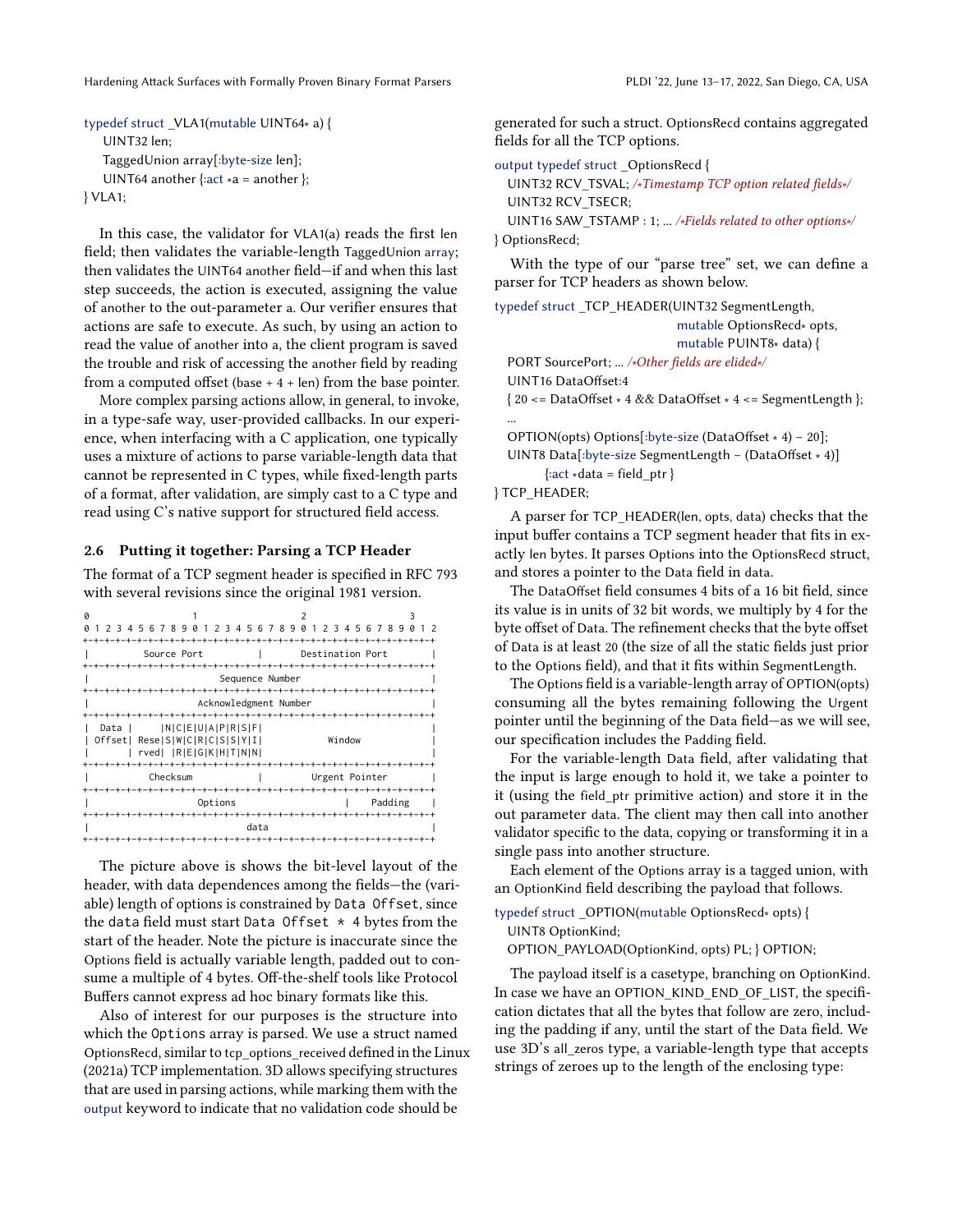```
typedef struct _VLA1(mutable UINT64* a) {
  UINT32 len;
  TaggedUnion array[:byte-size len];
  UINT64 another {:act *a = another };
} VLA1;
```

In this case, the validator for VLA1(a) reads the first len field; then validates the variable-length TaggedUnion array; then validates the UINT64 another field—if and when this last step succeeds, the action is executed, assigning the value of another to the out-parameter a. Our verifier ensures that actions are safe to execute. As such, by using an action to read the value of another into a, the client program is saved the trouble and risk of accessing the another field by reading from a computed offset (base + 4 + len) from the base pointer.

More complex parsing actions allow, in general, to invoke, in a type-safe way, user-provided callbacks. In our experience, when interfacing with a C application, one typically uses a mixture of actions to parse variable-length data that cannot be represented in C types, while fixed-length parts of a format, after validation, are simply cast to a C type and read using C's native support for structured field access.

## 2.6 Putting it together: Parsing a TCP Header

The format of a TCP segment header is specified in RFC 793 with several revisions since the original 1981 version.

```
0                   1                   2                   3
0 1 2 3 4 5 6 7 8 9 0 1 2 3 4 5 6 7 8 9 0 1 2 3 4 5 6 7 8 9 0 1 2
+-+-+-+-+-+-+-+-+-+-+-+-+-+-+-+-+-+-+-+-+-+-+-+-+-+-+-+-+-+-+-+-+
|          Source Port          |       Destination Port        |
+-+-+-+-+-+-+-+-+-+-+-+-+-+-+-+-+-+-+-+-+-+-+-+-+-+-+-+-+-+-+-+-+
|                        Sequence Number                        |
+-+-+-+-+-+-+-+-+-+-+-+-+-+-+-+-+-+-+-+-+-+-+-+-+-+-+-+-+-+-+-+-+
|                    Acknowledgment Number                      |
+-+-+-+-+-+-+-+-+-+-+-+-+-+-+-+-+-+-+-+-+-+-+-+-+-+-+-+-+-+-+-+-+
|  Data |     |N|C|E|U|A|P|R|S|F|                               |
| Offset| Rese|S|W|C|R|C|S|S|Y|I|            Window             |
|       | rved| |R|E|G|K|H|T|N|N|                               |
+-+-+-+-+-+-+-+-+-+-+-+-+-+-+-+-+-+-+-+-+-+-+-+-+-+-+-+-+-+-+-+-+
|           Checksum            |         Urgent Pointer        |
+-+-+-+-+-+-+-+-+-+-+-+-+-+-+-+-+-+-+-+-+-+-+-+-+-+-+-+-+-+-+-+-+
|                    Options                    |    Padding    |
+-+-+-+-+-+-+-+-+-+-+-+-+-+-+-+-+-+-+-+-+-+-+-+-+-+-+-+-+-+-+-+-+
|                             data                              |
+-+-+-+-+-+-+-+-+-+-+-+-+-+-+-+-+-+-+-+-+-+-+-+-+-+-+-+-+-+-+-+-+
```

The picture above is shows the bit-level layout of the header, with data dependences among the fields—the (variable) length of options is constrained by `Data Offset`, since the `data` field must start `Data Offset * 4` bytes from the start of the header. Note the picture is inaccurate since the Options field is actually variable length, padded out to consume a multiple of 4 bytes. Off-the-shelf tools like Protocol Buffers cannot express ad hoc binary formats like this.

Also of interest for our purposes is the structure into which the `Options` array is parsed. We use a struct named OptionsRecd, similar to tcp_options_received defined in the Linux (2021a) TCP implementation. 3D allows specifying structures that are used in parsing actions, while marking them with the output keyword to indicate that no validation code should be generated for such a struct. OptionsRecd contains aggregated fields for all the TCP options.

```
output typedef struct _OptionsRecd {
  UINT32 RCV_TSVAL; /*Timestamp TCP option related fields*/
  UINT32 RCV_TSECR;
  UINT16 SAW_TSTAMP : 1; ... /*Fields related to other options*/
} OptionsRecd;
```

With the type of our "parse tree" set, we can define a parser for TCP headers as shown below.

```
typedef struct _TCP_HEADER(UINT32 SegmentLength,
                           mutable OptionsRecd* opts,
                           mutable PUINT8* data) {
  PORT SourcePort; ... /*Other fields are elided*/
  UINT16 DataOffset:4
  { 20 <= DataOffset * 4 && DataOffset * 4 <= SegmentLength };
  ...
  OPTION(opts) Options[:byte-size (DataOffset * 4) − 20];
  UINT8 Data[:byte-size SegmentLength − (DataOffset * 4)]
        {:act *data = field_ptr }
} TCP_HEADER;
```

A parser for TCP_HEADER(len, opts, data) checks that the input buffer contains a TCP segment header that fits in exactly len bytes. It parses Options into the OptionsRecd struct, and stores a pointer to the Data field in data.

The DataOffset field consumes 4 bits of a 16 bit field, since its value is in units of 32 bit words, we multiply by 4 for the byte offset of Data. The refinement checks that the byte offset of Data is at least 20 (the size of all the static fields just prior to the Options field), and that it fits within SegmentLength.

The Options field is a variable-length array of OPTION(opts) consuming all the bytes remaining following the Urgent pointer until the beginning of the Data field—as we will see, our specification includes the Padding field.

For the variable-length Data field, after validating that the input is large enough to hold it, we take a pointer to it (using the field_ptr primitive action) and store it in the out parameter data. The client may then call into another validator specific to the data, copying or transforming it in a single pass into another structure.

Each element of the Options array is a tagged union, with an OptionKind field describing the payload that follows.

```
typedef struct _OPTION(mutable OptionsRecd* opts) {
  UINT8 OptionKind;
  OPTION_PAYLOAD(OptionKind, opts) PL; } OPTION;
```

The payload itself is a casetype, branching on OptionKind. In case we have an OPTION_KIND_END_OF_LIST, the specification dictates that all the bytes that follow are zero, including the padding if any, until the start of the Data field. We use 3D's all_zeros type, a variable-length type that accepts strings of zeroes up to the length of the enclosing type: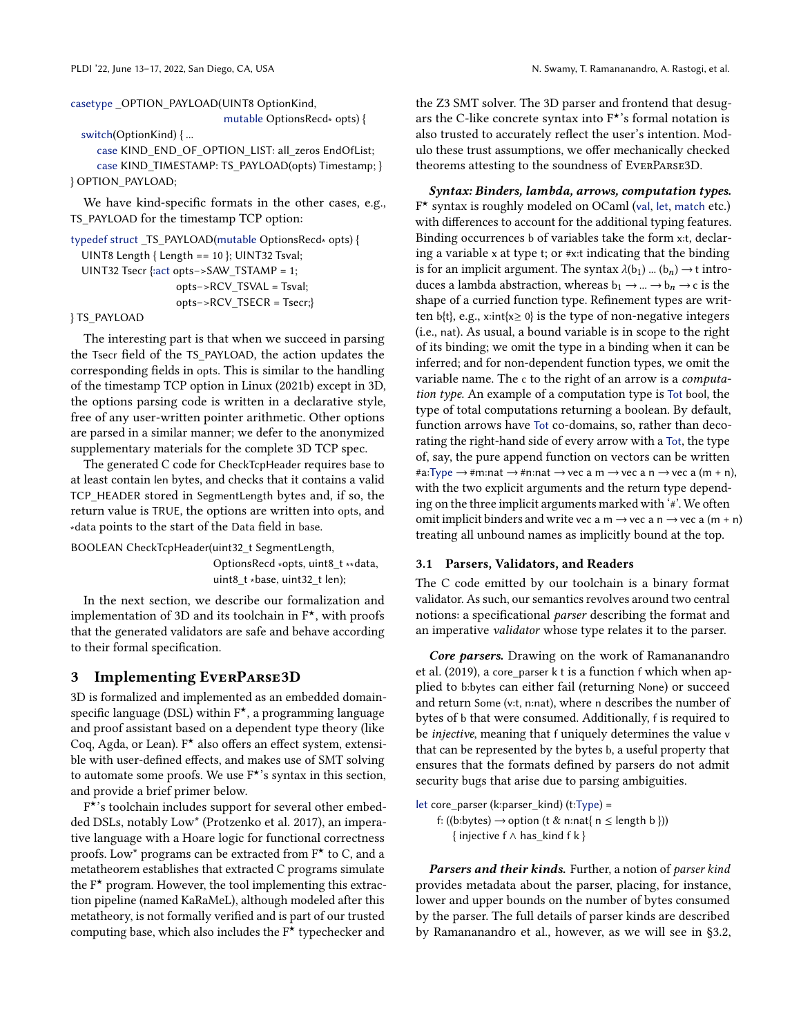```
casetype _OPTION_PAYLOAD(UINT8 OptionKind,
                         mutable OptionsRecd* opts) {
  switch(OptionKind) { ...
    case KIND_END_OF_OPTION_LIST: all_zeros EndOfList;
    case KIND_TIMESTAMP: TS_PAYLOAD(opts) Timestamp; }
} OPTION_PAYLOAD;
```

We have kind-specific formats in the other cases, e.g., TS_PAYLOAD for the timestamp TCP option:

```
typedef struct _TS_PAYLOAD(mutable OptionsRecd* opts) {
  UINT8 Length { Length == 10 }; UINT32 Tsval;
  UINT32 Tsecr {:act opts->SAW_TSTAMP = 1;
                 opts->RCV_TSVAL = Tsval;
                 opts->RCV_TSECR = Tsecr;}
} TS_PAYLOAD
```

The interesting part is that when we succeed in parsing the Tsecr field of the TS_PAYLOAD, the action updates the corresponding fields in opts. This is similar to the handling of the timestamp TCP option in Linux (2021b) except in 3D, the options parsing code is written in a declarative style, free of any user-written pointer arithmetic. Other options are parsed in a similar manner; we defer to the anonymized supplementary materials for the complete 3D TCP spec.

The generated C code for CheckTcpHeader requires base to at least contain len bytes, and checks that it contains a valid TCP_HEADER stored in SegmentLength bytes and, if so, the return value is TRUE, the options are written into opts, and *data points to the start of the Data field in base.

```
BOOLEAN CheckTcpHeader(uint32_t SegmentLength,
                       OptionsRecd *opts, uint8_t **data,
                       uint8_t *base, uint32_t len);
```

In the next section, we describe our formalization and implementation of 3D and its toolchain in F⋆, with proofs that the generated validators are safe and behave according to their formal specification.

# 3 Implementing EverParse3D

3D is formalized and implemented as an embedded domain-specific language (DSL) within F⋆, a programming language and proof assistant based on a dependent type theory (like Coq, Agda, or Lean). F⋆ also offers an effect system, extensible with user-defined effects, and makes use of SMT solving to automate some proofs. We use F⋆'s syntax in this section, and provide a brief primer below.

F⋆'s toolchain includes support for several other embedded DSLs, notably Low* (Protzenko et al. 2017), an imperative language with a Hoare logic for functional correctness proofs. Low* programs can be extracted from F⋆ to C, and a metatheorem establishes that extracted C programs simulate the F⋆ program. However, the tool implementing this extraction pipeline (named KaRaMeL), although modeled after this metatheory, is not formally verified and is part of our trusted computing base, which also includes the F⋆ typechecker and the Z3 SMT solver. The 3D parser and frontend that desugars the C-like concrete syntax into F⋆'s formal notation is also trusted to accurately reflect the user's intention. Modulo these trust assumptions, we offer mechanically checked theorems attesting to the soundness of EverParse3D.

***Syntax: Binders, lambda, arrows, computation types.*** F⋆ syntax is roughly modeled on OCaml (val, let, match etc.) with differences to account for the additional typing features. Binding occurrences b of variables take the form x:t, declaring a variable x at type t; or #x:t indicating that the binding is for an implicit argument. The syntax $\lambda(b_1) \dots (b_n) \rightarrow t$ introduces a lambda abstraction, whereas $b_1 \rightarrow \dots \rightarrow b_n \rightarrow c$ is the shape of a curried function type. Refinement types are written b{t}, e.g., x:int{x≥ 0} is the type of non-negative integers (i.e., nat). As usual, a bound variable is in scope to the right of its binding; we omit the type in a binding when it can be inferred; and for non-dependent function types, we omit the variable name. The c to the right of an arrow is a *computation type*. An example of a computation type is Tot bool, the type of total computations returning a boolean. By default, function arrows have Tot co-domains, so, rather than decorating the right-hand side of every arrow with a Tot, the type of, say, the pure append function on vectors can be written #a:Type → #m:nat → #n:nat → vec a m → vec a n → vec a (m + n), with the two explicit arguments and the return type depending on the three implicit arguments marked with '#'. We often omit implicit binders and write vec a m → vec a n → vec a (m + n) treating all unbound names as implicitly bound at the top.

## 3.1 Parsers, Validators, and Readers

The C code emitted by our toolchain is a binary format validator. As such, our semantics revolves around two central notions: a specificational *parser* describing the format and an imperative *validator* whose type relates it to the parser.

***Core parsers.*** Drawing on the work of Ramananandro et al. (2019), a core_parser k t is a function f which when applied to b:bytes can either fail (returning None) or succeed and return Some (v:t, n:nat), where n describes the number of bytes of b that were consumed. Additionally, f is required to be *injective*, meaning that f uniquely determines the value v that can be represented by the bytes b, a useful property that ensures that the formats defined by parsers do not admit security bugs that arise due to parsing ambiguities.

```
let core_parser (k:parser_kind) (t:Type) =
    f: ((b:bytes) → option (t & n:nat{ n ≤ length b }))
       { injective f ∧ has_kind f k }
```

***Parsers and their kinds.*** Further, a notion of *parser kind* provides metadata about the parser, placing, for instance, lower and upper bounds on the number of bytes consumed by the parser. The full details of parser kinds are described by Ramananandro et al., however, as we will see in §3.2,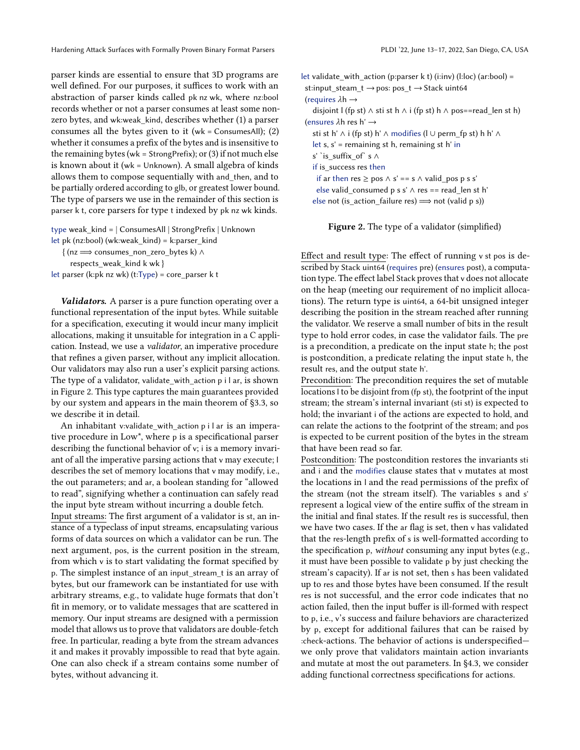parser kinds are essential to ensure that 3D programs are well defined. For our purposes, it suffices to work with an abstraction of parser kinds called pk nz wk, where nz:bool records whether or not a parser consumes at least some non-zero bytes, and wk:weak_kind, describes whether (1) a parser consumes all the bytes given to it (wk = ConsumesAll); (2) whether it consumes a prefix of the bytes and is insensitive to the remaining bytes (wk = StrongPrefix); or (3) if not much else is known about it (wk = Unknown). A small algebra of kinds allows them to compose sequentially with and_then, and to be partially ordered according to glb, or greatest lower bound. The type of parsers we use in the remainder of this section is parser k t, core parsers for type t indexed by pk nz wk kinds.

```
type weak_kind = | ConsumesAll | StrongPrefix | Unknown
let pk (nz:bool) (wk:weak_kind) = k:parser_kind
   { (nz ⟹ consumes_non_zero_bytes k) ∧
      respects_weak_kind k wk }
let parser (k:pk nz wk) (t:Type) = core_parser k t
```

***Validators.*** A parser is a pure function operating over a functional representation of the input bytes. While suitable for a specification, executing it would incur many implicit allocations, making it unsuitable for integration in a C application. Instead, we use a *validator*, an imperative procedure that refines a given parser, without any implicit allocation. Our validators may also run a user's explicit parsing actions. The type of a validator, validate_with_action p i l ar, is shown in Figure 2. This type captures the main guarantees provided by our system and appears in the main theorem of §3.3, so we describe it in detail.

An inhabitant v:validate_with_action p i l ar is an imperative procedure in Low*, where p is a specificational parser describing the functional behavior of v; i is a memory invariant of all the imperative parsing actions that v may execute; l describes the set of memory locations that v may modify, i.e., the out parameters; and ar, a boolean standing for "allowed to read", signifying whether a continuation can safely read the input byte stream without incurring a double fetch.

Input streams: The first argument of a validator is st, an instance of a typeclass of input streams, encapsulating various forms of data sources on which a validator can be run. The next argument, pos, is the current position in the stream, from which v is to start validating the format specified by p. The simplest instance of an input_stream_t is an array of bytes, but our framework can be instantiated for use with arbitrary streams, e.g., to validate huge formats that don't fit in memory, or to validate messages that are scattered in memory. Our input streams are designed with a permission model that allows us to prove that validators are double-fetch free. In particular, reading a byte from the stream advances it and makes it provably impossible to read that byte again. One can also check if a stream contains some number of bytes, without advancing it.

```
let validate_with_action (p:parser k t) (i:inv) (l:loc) (ar:bool) =
  st:input_steam_t → pos: pos_t → Stack uint64
  (requires λh →
     disjoint l (fp st) ∧ sti st h ∧ i (fp st) h ∧ pos==read_len st h)
  (ensures λh res h' →
     sti st h' ∧ i (fp st) h' ∧ modifies (l ∪ perm_fp st) h h' ∧
     let s, s' = remaining st h, remaining st h' in
     s' `is_suffix_of` s ∧
     if is_success res then
       if ar then res ≥ pos ∧ s' == s ∧ valid_pos p s s'
       else valid_consumed p s s' ∧ res == read_len st h'
     else not (is_action_failure res) ⟹ not (valid p s))
```

**Figure 2.** The type of a validator (simplified)

Effect and result type: The effect of running v st pos is described by Stack uint64 (requires pre) (ensures post), a computation type. The effect label Stack proves that v does not allocate on the heap (meeting our requirement of no implicit allocations). The return type is uint64, a 64-bit unsigned integer describing the position in the stream reached after running the validator. We reserve a small number of bits in the result type to hold error codes, in case the validator fails. The pre is a precondition, a predicate on the input state h; the post is postcondition, a predicate relating the input state h, the result res, and the output state h'.

Precondition: The precondition requires the set of mutable locations l to be disjoint from (fp st), the footprint of the input stream; the stream's internal invariant (sti st) is expected to hold; the invariant i of the actions are expected to hold, and can relate the actions to the footprint of the stream; and pos is expected to be current position of the bytes in the stream that have been read so far.

Postcondition: The postcondition restores the invariants sti and i and the modifies clause states that v mutates at most the locations in l and the read permissions of the prefix of the stream (not the stream itself). The variables s and s' represent a logical view of the entire suffix of the stream in the initial and final states. If the result res is successful, then we have two cases. If the ar flag is set, then v has validated that the res-length prefix of s is well-formatted according to the specification p, *without* consuming any input bytes (e.g., it must have been possible to validate p by just checking the stream's capacity). If ar is not set, then s has been validated up to res and those bytes have been consumed. If the result res is not successful, and the error code indicates that no action failed, then the input buffer is ill-formed with respect to p, i.e., v's success and failure behaviors are characterized by p, except for additional failures that can be raised by :check-actions. The behavior of actions is underspecified—we only prove that validators maintain action invariants and mutate at most the out parameters. In §4.3, we consider adding functional correctness specifications for actions.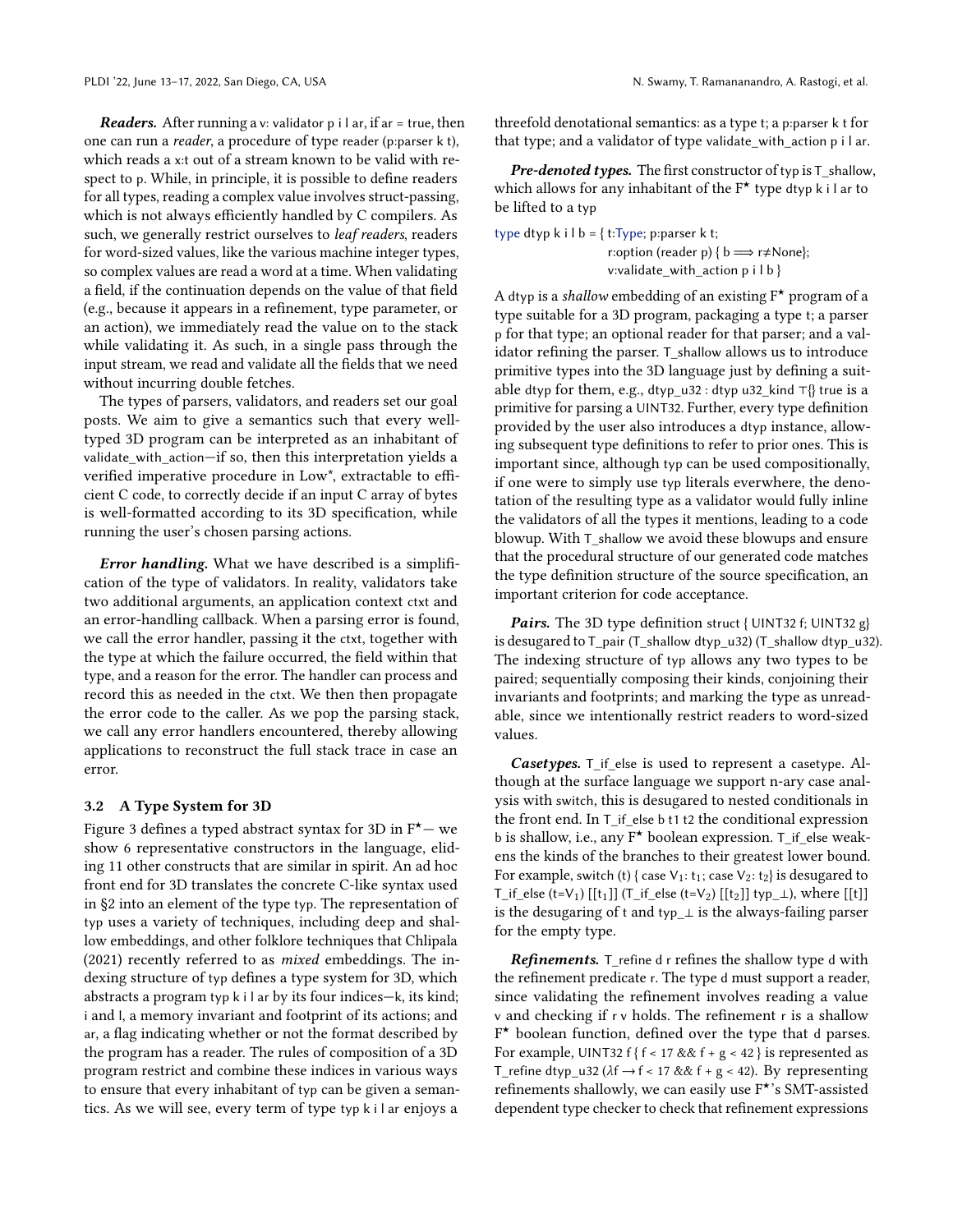***Readers.*** After running a v: validator p i l ar, if ar = true, then one can run a *reader*, a procedure of type reader (p:parser k t), which reads a x:t out of a stream known to be valid with respect to p. While, in principle, it is possible to define readers for all types, reading a complex value involves struct-passing, which is not always efficiently handled by C compilers. As such, we generally restrict ourselves to *leaf readers*, readers for word-sized values, like the various machine integer types, so complex values are read a word at a time. When validating a field, if the continuation depends on the value of that field (e.g., because it appears in a refinement, type parameter, or an action), we immediately read the value on to the stack while validating it. As such, in a single pass through the input stream, we read and validate all the fields that we need without incurring double fetches.

The types of parsers, validators, and readers set our goal posts. We aim to give a semantics such that every well-typed 3D program can be interpreted as an inhabitant of validate_with_action—if so, then this interpretation yields a verified imperative procedure in Low*, extractable to efficient C code, to correctly decide if an input C array of bytes is well-formatted according to its 3D specification, while running the user's chosen parsing actions.

***Error handling.*** What we have described is a simplification of the type of validators. In reality, validators take two additional arguments, an application context ctxt and an error-handling callback. When a parsing error is found, we call the error handler, passing it the ctxt, together with the type at which the failure occurred, the field within that type, and a reason for the error. The handler can process and record this as needed in the ctxt. We then then propagate the error code to the caller. As we pop the parsing stack, we call any error handlers encountered, thereby allowing applications to reconstruct the full stack trace in case an error.

### 3.2 A Type System for 3D

Figure 3 defines a typed abstract syntax for 3D in F*— we show 6 representative constructors in the language, eliding 11 other constructs that are similar in spirit. An ad hoc front end for 3D translates the concrete C-like syntax used in §2 into an element of the type typ. The representation of typ uses a variety of techniques, including deep and shallow embeddings, and other folklore techniques that Chlipala (2021) recently referred to as *mixed* embeddings. The indexing structure of typ defines a type system for 3D, which abstracts a program typ k i l ar by its four indices—k, its kind; i and l, a memory invariant and footprint of its actions; and ar, a flag indicating whether or not the format described by the program has a reader. The rules of composition of a 3D program restrict and combine these indices in various ways to ensure that every inhabitant of typ can be given a semantics. As we will see, every term of type typ k i l ar enjoys a threefold denotational semantics: as a type t; a p:parser k t for that type; and a validator of type validate_with_action p i l ar.

***Pre-denoted types.*** The first constructor of typ is T_shallow, which allows for any inhabitant of the F* type dtyp k i l ar to be lifted to a typ

```
type dtyp k i l b = { t:Type; p:parser k t;
                      r:option (reader p) { b ⟹ r≠None};
                      v:validate_with_action p i l b }
```

A dtyp is a *shallow* embedding of an existing F* program of a type suitable for a 3D program, packaging a type t; a parser p for that type; an optional reader for that parser; and a validator refining the parser. T_shallow allows us to introduce primitive types into the 3D language just by defining a suitable dtyp for them, e.g., dtyp_u32 : dtyp u32_kind ⊤{} true is a primitive for parsing a UINT32. Further, every type definition provided by the user also introduces a dtyp instance, allowing subsequent type definitions to refer to prior ones. This is important since, although typ can be used compositionally, if one were to simply use typ literals everwhere, the denotation of the resulting type as a validator would fully inline the validators of all the types it mentions, leading to a code blowup. With T_shallow we avoid these blowups and ensure that the procedural structure of our generated code matches the type definition structure of the source specification, an important criterion for code acceptance.

***Pairs.*** The 3D type definition struct { UINT32 f; UINT32 g} is desugared to T_pair (T_shallow dtyp_u32) (T_shallow dtyp_u32). The indexing structure of typ allows any two types to be paired; sequentially composing their kinds, conjoining their invariants and footprints; and marking the type as unreadable, since we intentionally restrict readers to word-sized values.

***Casetypes.*** T_if_else is used to represent a casetype. Although at the surface language we support n-ary case analysis with switch, this is desugared to nested conditionals in the front end. In T_if_else b t1 t2 the conditional expression b is shallow, i.e., any F* boolean expression. T_if_else weakens the kinds of the branches to their greatest lower bound. For example, switch (t) { case $V_1$: $t_1$; case $V_2$: $t_2$} is desugared to T_if_else (t=$V_1$) [[$t_1$]] (T_if_else (t=$V_2$) [[$t_2$]] typ_⊥), where [[t]] is the desugaring of t and typ_⊥ is the always-failing parser for the empty type.

***Refinements.*** T_refine d r refines the shallow type d with the refinement predicate r. The type d must support a reader, since validating the refinement involves reading a value v and checking if r v holds. The refinement r is a shallow F* boolean function, defined over the type that d parses. For example, UINT32 f { f < 17 && f + g < 42 } is represented as T_refine dtyp_u32 (λf → f < 17 && f + g < 42). By representing refinements shallowly, we can easily use F*'s SMT-assisted dependent type checker to check that refinement expressions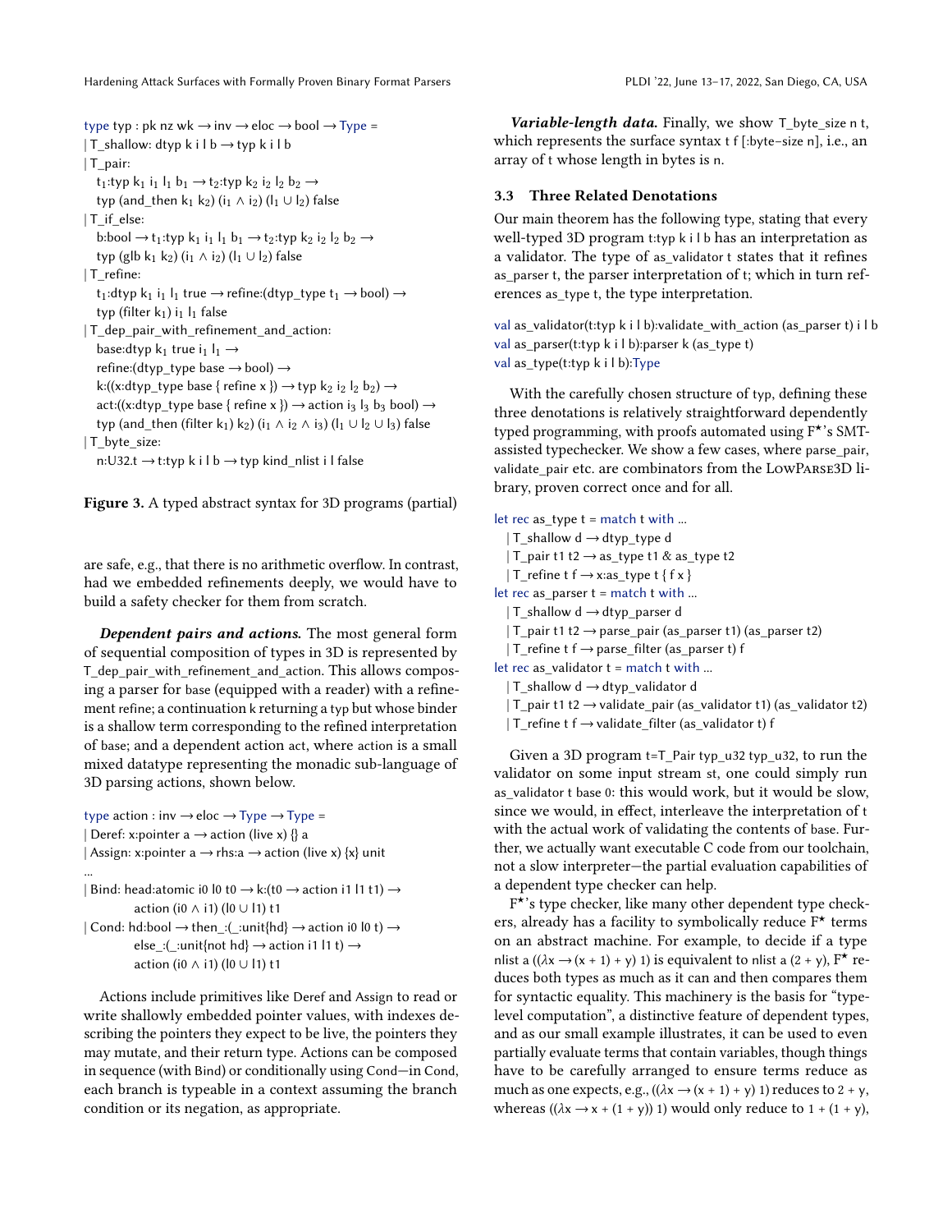```
type typ : pk nz wk → inv → eloc → bool → Type =
| T_shallow: dtyp k i l b → typ k i l b
| T_pair:
  t₁:typ k₁ i₁ l₁ b₁ → t₂:typ k₂ i₂ l₂ b₂ →
  typ (and_then k₁ k₂) (i₁ ∧ i₂) (l₁ ∪ l₂) false
| T_if_else:
  b:bool → t₁:typ k₁ i₁ l₁ b₁ → t₂:typ k₂ i₂ l₂ b₂ →
  typ (glb k₁ k₂) (i₁ ∧ i₂) (l₁ ∪ l₂) false
| T_refine:
  t₁:dtyp k₁ i₁ l₁ true → refine:(dtyp_type t₁ → bool) →
  typ (filter k₁) i₁ l₁ false
| T_dep_pair_with_refinement_and_action:
  base:dtyp k₁ true i₁ l₁ →
  refine:(dtyp_type base → bool) →
  k:((x:dtyp_type base { refine x }) → typ k₂ i₂ l₂ b₂) →
  act:((x:dtyp_type base { refine x }) → action i₃ l₃ b₃ bool) →
  typ (and_then (filter k₁) k₂) (i₁ ∧ i₂ ∧ i₃) (l₁ ∪ l₂ ∪ l₃) false
| T_byte_size:
  n:U32.t → t:typ k i l b → typ kind_nlist i l false
```

**Figure 3.** A typed abstract syntax for 3D programs (partial)

are safe, e.g., that there is no arithmetic overflow. In contrast, had we embedded refinements deeply, we would have to build a safety checker for them from scratch.

***Dependent pairs and actions.*** The most general form of sequential composition of types in 3D is represented by T_dep_pair_with_refinement_and_action. This allows composing a parser for base (equipped with a reader) with a refinement refine; a continuation k returning a typ but whose binder is a shallow term corresponding to the refined interpretation of base; and a dependent action act, where action is a small mixed datatype representing the monadic sub-language of 3D parsing actions, shown below.

```
type action : inv → eloc → Type → Type =
| Deref: x:pointer a → action (live x) {} a
| Assign: x:pointer a → rhs:a → action (live x) {x} unit
...
| Bind: head:atomic i0 l0 t0 → k:(t0 → action i1 l1 t1) →
        action (i0 ∧ i1) (l0 ∪ l1) t1
| Cond: hd:bool → then_:(_:unit{hd} → action i0 l0 t) →
        else_:(_:unit{not hd} → action i1 l1 t) →
        action (i0 ∧ i1) (l0 ∪ l1) t1
```

Actions include primitives like Deref and Assign to read or write shallowly embedded pointer values, with indexes describing the pointers they expect to be live, the pointers they may mutate, and their return type. Actions can be composed in sequence (with Bind) or conditionally using Cond—in Cond, each branch is typeable in a context assuming the branch condition or its negation, as appropriate.

***Variable-length data.*** Finally, we show T_byte_size n t, which represents the surface syntax t f [:byte-size n], i.e., an array of t whose length in bytes is n.

### 3.3 Three Related Denotations

Our main theorem has the following type, stating that every well-typed 3D program t:typ k i l b has an interpretation as a validator. The type of as_validator t states that it refines as_parser t, the parser interpretation of t; which in turn references as_type t, the type interpretation.

```
val as_validator(t:typ k i l b):validate_with_action (as_parser t) i l b
val as_parser(t:typ k i l b):parser k (as_type t)
val as_type(t:typ k i l b):Type
```

With the carefully chosen structure of typ, defining these three denotations is relatively straightforward dependently typed programming, with proofs automated using F★'s SMT-assisted typechecker. We show a few cases, where parse_pair, validate_pair etc. are combinators from the LowParse3D library, proven correct once and for all.

```
let rec as_type t = match t with ...
  | T_shallow d → dtyp_type d
  | T_pair t1 t2 → as_type t1 & as_type t2
  | T_refine t f → x:as_type t { f x }
let rec as_parser t = match t with ...
  | T_shallow d → dtyp_parser d
  | T_pair t1 t2 → parse_pair (as_parser t1) (as_parser t2)
  | T_refine t f → parse_filter (as_parser t) f
let rec as_validator t = match t with ...
  | T_shallow d → dtyp_validator d
  | T_pair t1 t2 → validate_pair (as_validator t1) (as_validator t2)
  | T_refine t f → validate_filter (as_validator t) f
```

Given a 3D program t=T_Pair typ_u32 typ_u32, to run the validator on some input stream st, one could simply run as_validator t base 0: this would work, but it would be slow, since we would, in effect, interleave the interpretation of t with the actual work of validating the contents of base. Further, we actually want executable C code from our toolchain, not a slow interpreter—the partial evaluation capabilities of a dependent type checker can help.

F★'s type checker, like many other dependent type checkers, already has a facility to symbolically reduce F★ terms on an abstract machine. For example, to decide if a type nlist a ((λx → (x + 1) + y) 1) is equivalent to nlist a (2 + y), F★ reduces both types as much as it can and then compares them for syntactic equality. This machinery is the basis for "type-level computation", a distinctive feature of dependent types, and as our small example illustrates, it can be used to even partially evaluate terms that contain variables, though things have to be carefully arranged to ensure terms reduce as much as one expects, e.g., ((λx → (x + 1) + y) 1) reduces to 2 + y, whereas ((λx → x + (1 + y)) 1) would only reduce to 1 + (1 + y),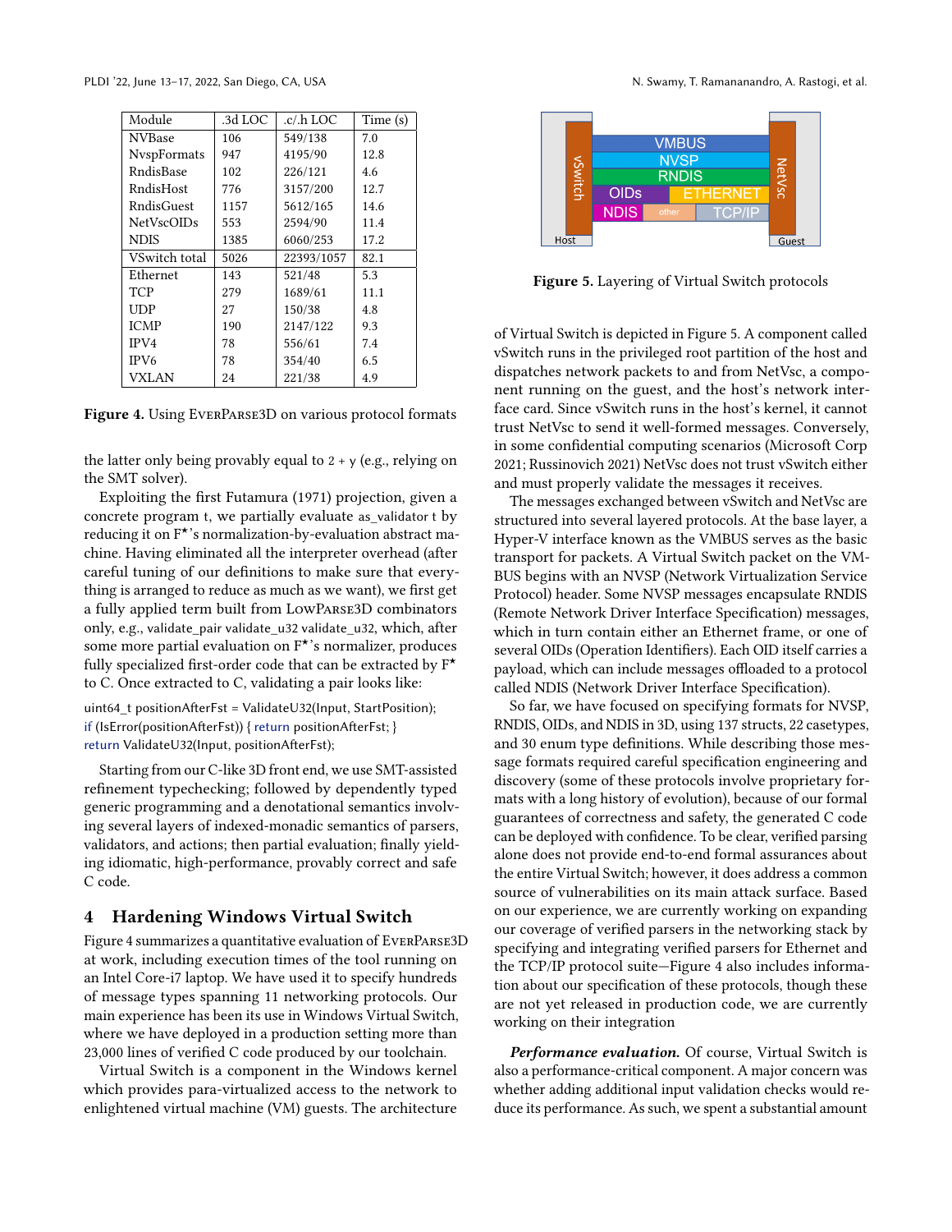| Module | .3d LOC | .c/.h LOC | Time (s) |
|---|---|---|---|
| NVBase | 106 | 549/138 | 7.0 |
| NvspFormats | 947 | 4195/90 | 12.8 |
| RndisBase | 102 | 226/121 | 4.6 |
| RndisHost | 776 | 3157/200 | 12.7 |
| RndisGuest | 1157 | 5612/165 | 14.6 |
| NetVscOIDs | 553 | 2594/90 | 11.4 |
| NDIS | 1385 | 6060/253 | 17.2 |
| VSwitch total | 5026 | 22393/1057 | 82.1 |
| Ethernet | 143 | 521/48 | 5.3 |
| TCP | 279 | 1689/61 | 11.1 |
| UDP | 27 | 150/38 | 4.8 |
| ICMP | 190 | 2147/122 | 9.3 |
| IPV4 | 78 | 556/61 | 7.4 |
| IPV6 | 78 | 354/40 | 6.5 |
| VXLAN | 24 | 221/38 | 4.9 |

**Figure 4.** Using EverParse3D on various protocol formats

the latter only being provably equal to 2 + y (e.g., relying on the SMT solver).

Exploiting the first Futamura (1971) projection, given a concrete program t, we partially evaluate as_validator t by reducing it on F⋆'s normalization-by-evaluation abstract machine. Having eliminated all the interpreter overhead (after careful tuning of our definitions to make sure that everything is arranged to reduce as much as we want), we first get a fully applied term built from LowParse3D combinators only, e.g., validate_pair validate_u32 validate_u32, which, after some more partial evaluation on F⋆'s normalizer, produces fully specialized first-order code that can be extracted by F⋆ to C. Once extracted to C, validating a pair looks like:

```
uint64_t positionAfterFst = ValidateU32(Input, StartPosition);
if (IsError(positionAfterFst)) { return positionAfterFst; }
return ValidateU32(Input, positionAfterFst);
```

Starting from our C-like 3D front end, we use SMT-assisted refinement typechecking; followed by dependently typed generic programming and a denotational semantics involving several layers of indexed-monadic semantics of parsers, validators, and actions; then partial evaluation; finally yielding idiomatic, high-performance, provably correct and safe C code.

## 4 Hardening Windows Virtual Switch

Figure 4 summarizes a quantitative evaluation of EverParse3D at work, including execution times of the tool running on an Intel Core-i7 laptop. We have used it to specify hundreds of message types spanning 11 networking protocols. Our main experience has been its use in Windows Virtual Switch, where we have deployed in a production setting more than 23,000 lines of verified C code produced by our toolchain.

Virtual Switch is a component in the Windows kernel which provides para-virtualized access to the network to enlightened virtual machine (VM) guests. The architecture of Virtual Switch is depicted in Figure 5. A component called vSwitch runs in the privileged root partition of the host and dispatches network packets to and from NetVsc, a component running on the guest, and the host's network interface card. Since vSwitch runs in the host's kernel, it cannot trust NetVsc to send it well-formed messages. Conversely, in some confidential computing scenarios (Microsoft Corp 2021; Russinovich 2021) NetVsc does not trust vSwitch either and must properly validate the messages it receives.

**Figure 5.** Layering of Virtual Switch protocols

The messages exchanged between vSwitch and NetVsc are structured into several layered protocols. At the base layer, a Hyper-V interface known as the VMBUS serves as the basic transport for packets. A Virtual Switch packet on the VMBUS begins with an NVSP (Network Virtualization Service Protocol) header. Some NVSP messages encapsulate RNDIS (Remote Network Driver Interface Specification) messages, which in turn contain either an Ethernet frame, or one of several OIDs (Operation Identifiers). Each OID itself carries a payload, which can include messages offloaded to a protocol called NDIS (Network Driver Interface Specification).

So far, we have focused on specifying formats for NVSP, RNDIS, OIDs, and NDIS in 3D, using 137 structs, 22 casetypes, and 30 enum type definitions. While describing those message formats required careful specification engineering and discovery (some of these protocols involve proprietary formats with a long history of evolution), because of our formal guarantees of correctness and safety, the generated C code can be deployed with confidence. To be clear, verified parsing alone does not provide end-to-end formal assurances about the entire Virtual Switch; however, it does address a common source of vulnerabilities on its main attack surface. Based on our experience, we are currently working on expanding our coverage of verified parsers in the networking stack by specifying and integrating verified parsers for Ethernet and the TCP/IP protocol suite—Figure 4 also includes information about our specification of these protocols, though these are not yet released in production code, we are currently working on their integration

***Performance evaluation.*** Of course, Virtual Switch is also a performance-critical component. A major concern was whether adding additional input validation checks would reduce its performance. As such, we spent a substantial amount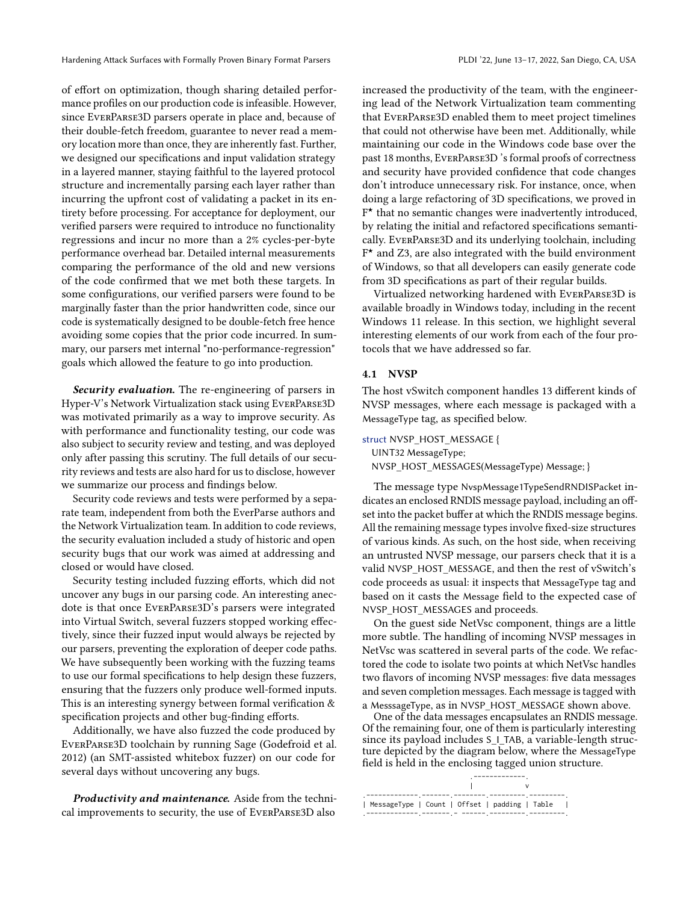of effort on optimization, though sharing detailed performance profiles on our production code is infeasible. However, since EverParse3D parsers operate in place and, because of their double-fetch freedom, guarantee to never read a memory location more than once, they are inherently fast. Further, we designed our specifications and input validation strategy in a layered manner, staying faithful to the layered protocol structure and incrementally parsing each layer rather than incurring the upfront cost of validating a packet in its entirety before processing. For acceptance for deployment, our verified parsers were required to introduce no functionality regressions and incur no more than a 2% cycles-per-byte performance overhead bar. Detailed internal measurements comparing the performance of the old and new versions of the code confirmed that we met both these targets. In some configurations, our verified parsers were found to be marginally faster than the prior handwritten code, since our code is systematically designed to be double-fetch free hence avoiding some copies that the prior code incurred. In summary, our parsers met internal "no-performance-regression" goals which allowed the feature to go into production.

***Security evaluation.*** The re-engineering of parsers in Hyper-V's Network Virtualization stack using EverParse3D was motivated primarily as a way to improve security. As with performance and functionality testing, our code was also subject to security review and testing, and was deployed only after passing this scrutiny. The full details of our security reviews and tests are also hard for us to disclose, however we summarize our process and findings below.

Security code reviews and tests were performed by a separate team, independent from both the EverParse authors and the Network Virtualization team. In addition to code reviews, the security evaluation included a study of historic and open security bugs that our work was aimed at addressing and closed or would have closed.

Security testing included fuzzing efforts, which did not uncover any bugs in our parsing code. An interesting anecdote is that once EverParse3D's parsers were integrated into Virtual Switch, several fuzzers stopped working effectively, since their fuzzed input would always be rejected by our parsers, preventing the exploration of deeper code paths. We have subsequently been working with the fuzzing teams to use our formal specifications to help design these fuzzers, ensuring that the fuzzers only produce well-formed inputs. This is an interesting synergy between formal verification & specification projects and other bug-finding efforts.

Additionally, we have also fuzzed the code produced by EverParse3D toolchain by running Sage (Godefroid et al. 2012) (an SMT-assisted whitebox fuzzer) on our code for several days without uncovering any bugs.

***Productivity and maintenance.*** Aside from the technical improvements to security, the use of EverParse3D also increased the productivity of the team, with the engineering lead of the Network Virtualization team commenting that EverParse3D enabled them to meet project timelines that could not otherwise have been met. Additionally, while maintaining our code in the Windows code base over the past 18 months, EverParse3D 's formal proofs of correctness and security have provided confidence that code changes don't introduce unnecessary risk. For instance, once, when doing a large refactoring of 3D specifications, we proved in F* that no semantic changes were inadvertently introduced, by relating the initial and refactored specifications semantically. EverParse3D and its underlying toolchain, including F* and Z3, are also integrated with the build environment of Windows, so that all developers can easily generate code from 3D specifications as part of their regular builds.

Virtualized networking hardened with EverParse3D is available broadly in Windows today, including in the recent Windows 11 release. In this section, we highlight several interesting elements of our work from each of the four protocols that we have addressed so far.

## 4.1 NVSP

The host vSwitch component handles 13 different kinds of NVSP messages, where each message is packaged with a MessageType tag, as specified below.

```
struct NVSP_HOST_MESSAGE {
  UINT32 MessageType;
  NVSP_HOST_MESSAGES(MessageType) Message; }
```

The message type NvspMessage1TypeSendRNDISPacket indicates an enclosed RNDIS message payload, including an offset into the packet buffer at which the RNDIS message begins. All the remaining message types involve fixed-size structures of various kinds. As such, on the host side, when receiving an untrusted NVSP message, our parsers check that it is a valid NVSP_HOST_MESSAGE, and then the rest of vSwitch's code proceeds as usual: it inspects that MessageType tag and based on it casts the Message field to the expected case of NVSP_HOST_MESSAGES and proceeds.

On the guest side NetVsc component, things are a little more subtle. The handling of incoming NVSP messages in NetVsc was scattered in several parts of the code. We refactored the code to isolate two points at which NetVsc handles two flavors of incoming NVSP messages: five data messages and seven completion messages. Each message is tagged with a MesssageType, as in NVSP_HOST_MESSAGE shown above.

One of the data messages encapsulates an RNDIS message. Of the remaining four, one of them is particularly interesting since its payload includes S_I_TAB, a variable-length structure depicted by the diagram below, where the MessageType field is held in the enclosing tagged union structure.

```
                     .-------------.
                     |             v
.-------------.-------.--------.---------.---------.
| MessageType | Count | Offset | padding | Table   |
.-------------.-------.- ------.---------.---------.
```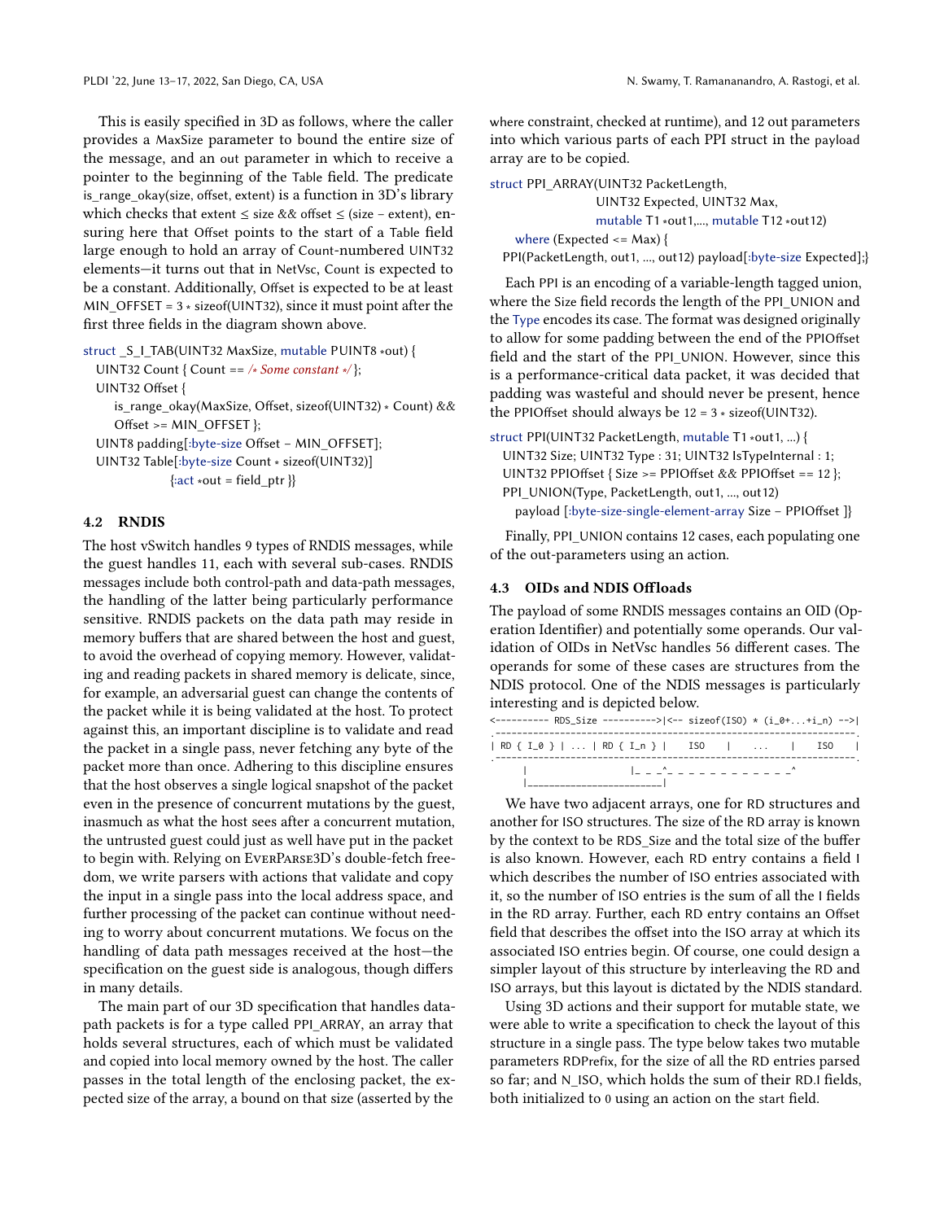This is easily specified in 3D as follows, where the caller provides a MaxSize parameter to bound the entire size of the message, and an out parameter in which to receive a pointer to the beginning of the Table field. The predicate is_range_okay(size, offset, extent) is a function in 3D's library which checks that extent ≤ size && offset ≤ (size − extent), ensuring here that Offset points to the start of a Table field large enough to hold an array of Count-numbered UINT32 elements—it turns out that in NetVsc, Count is expected to be a constant. Additionally, Offset is expected to be at least MIN_OFFSET = 3 * sizeof(UINT32), since it must point after the first three fields in the diagram shown above.

```
struct _S_I_TAB(UINT32 MaxSize, mutable PUINT8 *out) {
  UINT32 Count { Count == /* Some constant */ };
  UINT32 Offset {
     is_range_okay(MaxSize, Offset, sizeof(UINT32) * Count) &&
     Offset >= MIN_OFFSET };
  UINT8 padding[:byte-size Offset − MIN_OFFSET];
  UINT32 Table[:byte-size Count * sizeof(UINT32)]
              {:act *out = field_ptr }}
```

### 4.2 RNDIS

The host vSwitch handles 9 types of RNDIS messages, while the guest handles 11, each with several sub-cases. RNDIS messages include both control-path and data-path messages, the handling of the latter being particularly performance sensitive. RNDIS packets on the data path may reside in memory buffers that are shared between the host and guest, to avoid the overhead of copying memory. However, validating and reading packets in shared memory is delicate, since, for example, an adversarial guest can change the contents of the packet while it is being validated at the host. To protect against this, an important discipline is to validate and read the packet in a single pass, never fetching any byte of the packet more than once. Adhering to this discipline ensures that the host observes a single logical snapshot of the packet even in the presence of concurrent mutations by the guest, inasmuch as what the host sees after a concurrent mutation, the untrusted guest could just as well have put in the packet to begin with. Relying on EverParse3D's double-fetch freedom, we write parsers with actions that validate and copy the input in a single pass into the local address space, and further processing of the packet can continue without needing to worry about concurrent mutations. We focus on the handling of data path messages received at the host—the specification on the guest side is analogous, though differs in many details.

The main part of our 3D specification that handles data-path packets is for a type called PPI_ARRAY, an array that holds several structures, each of which must be validated and copied into local memory owned by the host. The caller passes in the total length of the enclosing packet, the expected size of the array, a bound on that size (asserted by the where constraint, checked at runtime), and 12 out parameters into which various parts of each PPI struct in the payload array are to be copied.

```
struct PPI_ARRAY(UINT32 PacketLength,
                 UINT32 Expected, UINT32 Max,
                 mutable T1 *out1,..., mutable T12 *out12)
   where (Expected <= Max) {
  PPI(PacketLength, out1, ..., out12) payload[:byte-size Expected];}
```

Each PPI is an encoding of a variable-length tagged union, where the Size field records the length of the PPI_UNION and the Type encodes its case. The format was designed originally to allow for some padding between the end of the PPIOffset field and the start of the PPI_UNION. However, since this is a performance-critical data packet, it was decided that padding was wasteful and should never be present, hence the PPIOffset should always be 12 = 3 * sizeof(UINT32).

```
struct PPI(UINT32 PacketLength, mutable T1 *out1, ...) {
  UINT32 Size; UINT32 Type : 31; UINT32 IsTypeInternal : 1;
  UINT32 PPIOffset { Size >= PPIOffset && PPIOffset == 12 };
  PPI_UNION(Type, PacketLength, out1, ..., out12)
    payload [:byte-size-single-element-array Size − PPIOffset ]}
```

Finally, PPI_UNION contains 12 cases, each populating one of the out-parameters using an action.

### 4.3 OIDs and NDIS Offloads

The payload of some RNDIS messages contains an OID (Operation Identifier) and potentially some operands. Our validation of OIDs in NetVsc handles 56 different cases. The operands for some of these cases are structures from the NDIS protocol. One of the NDIS messages is particularly interesting and is depicted below.

```
<---------- RDS_Size ---------->|<-- sizeof(ISO) * (i_0+...+i_n) -->|
.------------------------------------------------------------------.
| RD { I_0 } | ... | RD { I_n } |    ISO    |    ...    |    ISO    |
.------------------------------------------------------------------.
      |                   |_ _ _^_ _ _ _ _ _ _ _ _ _ _ _^
      |_________________________|
```

We have two adjacent arrays, one for RD structures and another for ISO structures. The size of the RD array is known by the context to be RDS_Size and the total size of the buffer is also known. However, each RD entry contains a field I which describes the number of ISO entries associated with it, so the number of ISO entries is the sum of all the I fields in the RD array. Further, each RD entry contains an Offset field that describes the offset into the ISO array at which its associated ISO entries begin. Of course, one could design a simpler layout of this structure by interleaving the RD and ISO arrays, but this layout is dictated by the NDIS standard.

Using 3D actions and their support for mutable state, we were able to write a specification to check the layout of this structure in a single pass. The type below takes two mutable parameters RDPrefix, for the size of all the RD entries parsed so far; and N_ISO, which holds the sum of their RD.I fields, both initialized to 0 using an action on the start field.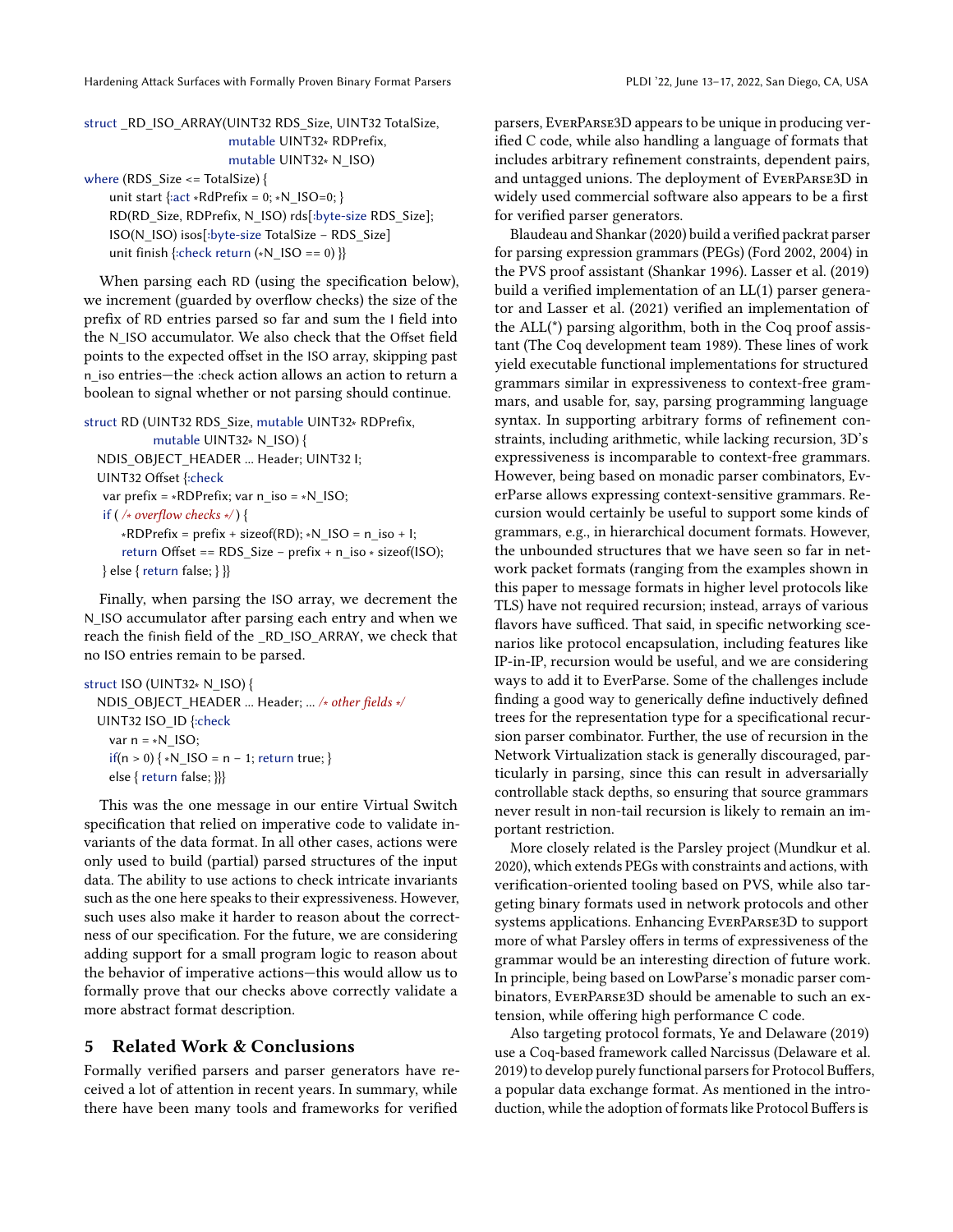```
struct _RD_ISO_ARRAY(UINT32 RDS_Size, UINT32 TotalSize,
                     mutable UINT32* RDPrefix,
                     mutable UINT32* N_ISO)
where (RDS_Size <= TotalSize) {
    unit start {:act *RdPrefix = 0; *N_ISO=0; }
    RD(RD_Size, RDPrefix, N_ISO) rds[:byte-size RDS_Size];
    ISO(N_ISO) isos[:byte-size TotalSize − RDS_Size]
    unit finish {:check return (*N_ISO == 0) }}
```

When parsing each RD (using the specification below), we increment (guarded by overflow checks) the size of the prefix of RD entries parsed so far and sum the I field into the N_ISO accumulator. We also check that the Offset field points to the expected offset in the ISO array, skipping past n_iso entries—the :check action allows an action to return a boolean to signal whether or not parsing should continue.

```
struct RD (UINT32 RDS_Size, mutable UINT32* RDPrefix,
           mutable UINT32* N_ISO) {
  NDIS_OBJECT_HEADER ... Header; UINT32 I;
  UINT32 Offset {:check
   var prefix = *RDPrefix; var n_iso = *N_ISO;
   if ( /* overflow checks */ ) {
      *RDPrefix = prefix + sizeof(RD); *N_ISO = n_iso + I;
      return Offset == RDS_Size − prefix + n_iso * sizeof(ISO);
   } else { return false; } }}
```

Finally, when parsing the ISO array, we decrement the N_ISO accumulator after parsing each entry and when we reach the finish field of the _RD_ISO_ARRAY, we check that no ISO entries remain to be parsed.

```
struct ISO (UINT32* N_ISO) {
  NDIS_OBJECT_HEADER ... Header; ... /* other fields */
  UINT32 ISO_ID {:check
    var n = *N_ISO;
    if(n > 0) { *N_ISO = n − 1; return true; }
    else { return false; }}}
```

This was the one message in our entire Virtual Switch specification that relied on imperative code to validate invariants of the data format. In all other cases, actions were only used to build (partial) parsed structures of the input data. The ability to use actions to check intricate invariants such as the one here speaks to their expressiveness. However, such uses also make it harder to reason about the correctness of our specification. For the future, we are considering adding support for a small program logic to reason about the behavior of imperative actions—this would allow us to formally prove that our checks above correctly validate a more abstract format description.

## 5 Related Work & Conclusions

Formally verified parsers and parser generators have received a lot of attention in recent years. In summary, while there have been many tools and frameworks for verified parsers, EverParse3D appears to be unique in producing verified C code, while also handling a language of formats that includes arbitrary refinement constraints, dependent pairs, and untagged unions. The deployment of EverParse3D in widely used commercial software also appears to be a first for verified parser generators.

Blaudeau and Shankar (2020) build a verified packrat parser for parsing expression grammars (PEGs) (Ford 2002, 2004) in the PVS proof assistant (Shankar 1996). Lasser et al. (2019) build a verified implementation of an LL(1) parser generator and Lasser et al. (2021) verified an implementation of the ALL(*) parsing algorithm, both in the Coq proof assistant (The Coq development team 1989). These lines of work yield executable functional implementations for structured grammars similar in expressiveness to context-free grammars, and usable for, say, parsing programming language syntax. In supporting arbitrary forms of refinement constraints, including arithmetic, while lacking recursion, 3D's expressiveness is incomparable to context-free grammars. However, being based on monadic parser combinators, EverParse allows expressing context-sensitive grammars. Recursion would certainly be useful to support some kinds of grammars, e.g., in hierarchical document formats. However, the unbounded structures that we have seen so far in network packet formats (ranging from the examples shown in this paper to message formats in higher level protocols like TLS) have not required recursion; instead, arrays of various flavors have sufficed. That said, in specific networking scenarios like protocol encapsulation, including features like IP-in-IP, recursion would be useful, and we are considering ways to add it to EverParse. Some of the challenges include finding a good way to generically define inductively defined trees for the representation type for a specificational recursion parser combinator. Further, the use of recursion in the Network Virtualization stack is generally discouraged, particularly in parsing, since this can result in adversarially controllable stack depths, so ensuring that source grammars never result in non-tail recursion is likely to remain an important restriction.

More closely related is the Parsley project (Mundkur et al. 2020), which extends PEGs with constraints and actions, with verification-oriented tooling based on PVS, while also targeting binary formats used in network protocols and other systems applications. Enhancing EverParse3D to support more of what Parsley offers in terms of expressiveness of the grammar would be an interesting direction of future work. In principle, being based on LowParse's monadic parser combinators, EverParse3D should be amenable to such an extension, while offering high performance C code.

Also targeting protocol formats, Ye and Delaware (2019) use a Coq-based framework called Narcissus (Delaware et al. 2019) to develop purely functional parsers for Protocol Buffers, a popular data exchange format. As mentioned in the introduction, while the adoption of formats like Protocol Buffers is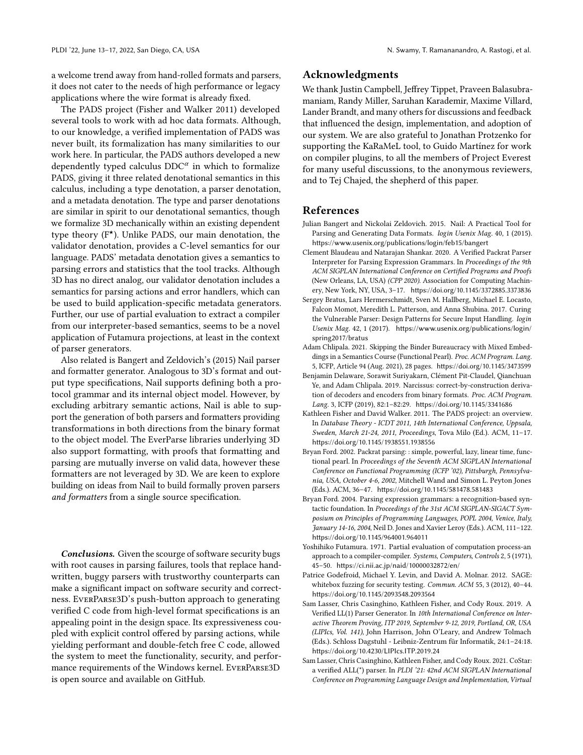a welcome trend away from hand-rolled formats and parsers, it does not cater to the needs of high performance or legacy applications where the wire format is already fixed.

The PADS project (Fisher and Walker 2011) developed several tools to work with ad hoc data formats. Although, to our knowledge, a verified implementation of PADS was never built, its formalization has many similarities to our work here. In particular, the PADS authors developed a new dependently typed calculus $\mathrm{DDC}^{\alpha}$ in which to formalize PADS, giving it three related denotational semantics in this calculus, including a type denotation, a parser denotation, and a metadata denotation. The type and parser denotations are similar in spirit to our denotational semantics, though we formalize 3D mechanically within an existing dependent type theory ($\mathrm{F}^{\star}$). Unlike PADS, our main denotation, the validator denotation, provides a C-level semantics for our language. PADS' metadata denotation gives a semantics to parsing errors and statistics that the tool tracks. Although 3D has no direct analog, our validator denotation includes a semantics for parsing actions and error handlers, which can be used to build application-specific metadata generators. Further, our use of partial evaluation to extract a compiler from our interpreter-based semantics, seems to be a novel application of Futamura projections, at least in the context of parser generators.

Also related is Bangert and Zeldovich's (2015) Nail parser and formatter generator. Analogous to 3D's format and output type specifications, Nail supports defining both a protocol grammar and its internal object model. However, by excluding arbitrary semantic actions, Nail is able to support the generation of both parsers and formatters providing transformations in both directions from the binary format to the object model. The EverParse libraries underlying 3D also support formatting, with proofs that formatting and parsing are mutually inverse on valid data, however these formatters are not leveraged by 3D. We are keen to explore building on ideas from Nail to build formally proven parsers *and formatters* from a single source specification.

***Conclusions.*** Given the scourge of software security bugs with root causes in parsing failures, tools that replace handwritten, buggy parsers with trustworthy counterparts can make a significant impact on software security and correctness. EverParse3D's push-button approach to generating verified C code from high-level format specifications is an appealing point in the design space. Its expressiveness coupled with explicit control offered by parsing actions, while yielding performant and double-fetch free C code, allowed the system to meet the functionality, security, and performance requirements of the Windows kernel. EverParse3D is open source and available on GitHub.

## Acknowledgments

We thank Justin Campbell, Jeffrey Tippet, Praveen Balasubramaniam, Randy Miller, Saruhan Karademir, Maxime Villard, Lander Brandt, and many others for discussions and feedback that influenced the design, implementation, and adoption of our system. We are also grateful to Jonathan Protzenko for supporting the KaRaMeL tool, to Guido Martínez for work on compiler plugins, to all the members of Project Everest for many useful discussions, to the anonymous reviewers, and to Tej Chajed, the shepherd of this paper.

## References

Julian Bangert and Nickolai Zeldovich. 2015. Nail: A Practical Tool for Parsing and Generating Data Formats. *login Usenix Mag.* 40, 1 (2015). https://www.usenix.org/publications/login/feb15/bangert

Clement Blaudeau and Natarajan Shankar. 2020. A Verified Packrat Parser Interpreter for Parsing Expression Grammars. In *Proceedings of the 9th ACM SIGPLAN International Conference on Certified Programs and Proofs* (New Orleans, LA, USA) *(CPP 2020)*. Association for Computing Machinery, New York, NY, USA, 3–17. https://doi.org/10.1145/3372885.3373836

Sergey Bratus, Lars Hermerschmidt, Sven M. Hallberg, Michael E. Locasto, Falcon Momot, Meredith L. Patterson, and Anna Shubina. 2017. Curing the Vulnerable Parser: Design Patterns for Secure Input Handling. *login Usenix Mag.* 42, 1 (2017). https://www.usenix.org/publications/login/spring2017/bratus

Adam Chlipala. 2021. Skipping the Binder Bureaucracy with Mixed Embeddings in a Semantics Course (Functional Pearl). *Proc. ACM Program. Lang.* 5, ICFP, Article 94 (Aug. 2021), 28 pages. https://doi.org/10.1145/3473599

Benjamin Delaware, Sorawit Suriyakarn, Clément Pit-Claudel, Qianchuan Ye, and Adam Chlipala. 2019. Narcissus: correct-by-construction derivation of decoders and encoders from binary formats. *Proc. ACM Program. Lang.* 3, ICFP (2019), 82:1–82:29. https://doi.org/10.1145/3341686

Kathleen Fisher and David Walker. 2011. The PADS project: an overview. In *Database Theory - ICDT 2011, 14th International Conference, Uppsala, Sweden, March 21-24, 2011, Proceedings*, Tova Milo (Ed.). ACM, 11–17. https://doi.org/10.1145/1938551.1938556

Bryan Ford. 2002. Packrat parsing: : simple, powerful, lazy, linear time, functional pearl. In *Proceedings of the Seventh ACM SIGPLAN International Conference on Functional Programming (ICFP '02), Pittsburgh, Pennsylvania, USA, October 4-6, 2002*, Mitchell Wand and Simon L. Peyton Jones (Eds.). ACM, 36–47. https://doi.org/10.1145/581478.581483

Bryan Ford. 2004. Parsing expression grammars: a recognition-based syntactic foundation. In *Proceedings of the 31st ACM SIGPLAN-SIGACT Symposium on Principles of Programming Languages, POPL 2004, Venice, Italy, January 14-16, 2004*, Neil D. Jones and Xavier Leroy (Eds.). ACM, 111–122. https://doi.org/10.1145/964001.964011

Yoshihiko Futamura. 1971. Partial evaluation of computation process-an approach to a compiler-compiler. *Systems, Computers, Controls* 2, 5 (1971), 45–50. https://ci.nii.ac.jp/naid/10000032872/en/

Patrice Godefroid, Michael Y. Levin, and David A. Molnar. 2012. SAGE: whitebox fuzzing for security testing. *Commun. ACM* 55, 3 (2012), 40–44. https://doi.org/10.1145/2093548.2093564

Sam Lasser, Chris Casinghino, Kathleen Fisher, and Cody Roux. 2019. A Verified LL(1) Parser Generator. In *10th International Conference on Interactive Theorem Proving, ITP 2019, September 9-12, 2019, Portland, OR, USA (LIPIcs, Vol. 141)*, John Harrison, John O'Leary, and Andrew Tolmach (Eds.). Schloss Dagstuhl - Leibniz-Zentrum für Informatik, 24:1–24:18. https://doi.org/10.4230/LIPIcs.ITP.2019.24

Sam Lasser, Chris Casinghino, Kathleen Fisher, and Cody Roux. 2021. CoStar: a verified ALL(*) parser. In *PLDI '21: 42nd ACM SIGPLAN International Conference on Programming Language Design and Implementation, Virtual*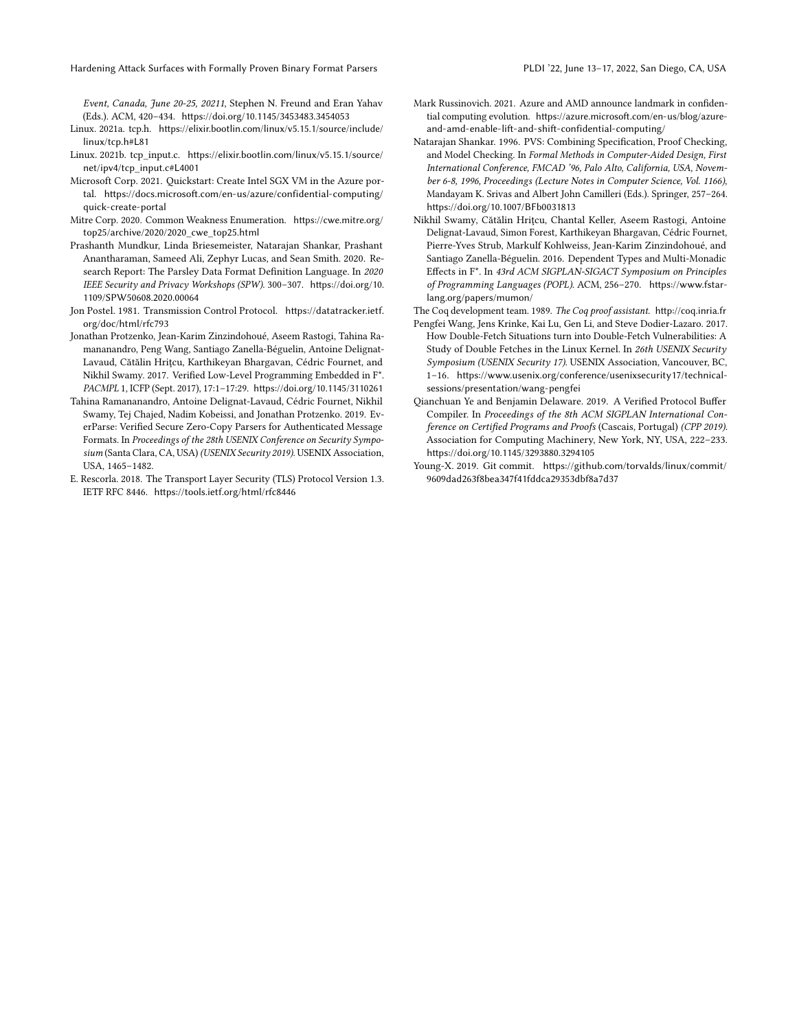*Event, Canada, June 20-25, 20211*, Stephen N. Freund and Eran Yahav (Eds.). ACM, 420–434. https://doi.org/10.1145/3453483.3454053

Linux. 2021a. tcp.h. https://elixir.bootlin.com/linux/v5.15.1/source/include/linux/tcp.h#L81

Linux. 2021b. tcp_input.c. https://elixir.bootlin.com/linux/v5.15.1/source/net/ipv4/tcp_input.c#L4001

Microsoft Corp. 2021. Quickstart: Create Intel SGX VM in the Azure portal. https://docs.microsoft.com/en-us/azure/confidential-computing/quick-create-portal

Mitre Corp. 2020. Common Weakness Enumeration. https://cwe.mitre.org/top25/archive/2020/2020_cwe_top25.html

Prashanth Mundkur, Linda Briesemeister, Natarajan Shankar, Prashant Anantharaman, Sameed Ali, Zephyr Lucas, and Sean Smith. 2020. Research Report: The Parsley Data Format Definition Language. In *2020 IEEE Security and Privacy Workshops (SPW)*. 300–307. https://doi.org/10.1109/SPW50608.2020.00064

Jon Postel. 1981. Transmission Control Protocol. https://datatracker.ietf.org/doc/html/rfc793

Jonathan Protzenko, Jean-Karim Zinzindohoué, Aseem Rastogi, Tahina Ramananandro, Peng Wang, Santiago Zanella-Béguelin, Antoine Delignat-Lavaud, Cătălin Hrițcu, Karthikeyan Bhargavan, Cédric Fournet, and Nikhil Swamy. 2017. Verified Low-Level Programming Embedded in F*. *PACMPL* 1, ICFP (Sept. 2017), 17:1–17:29. https://doi.org/10.1145/3110261

Tahina Ramananandro, Antoine Delignat-Lavaud, Cédric Fournet, Nikhil Swamy, Tej Chajed, Nadim Kobeissi, and Jonathan Protzenko. 2019. EverParse: Verified Secure Zero-Copy Parsers for Authenticated Message Formats. In *Proceedings of the 28th USENIX Conference on Security Symposium* (Santa Clara, CA, USA) *(USENIX Security 2019)*. USENIX Association, USA, 1465–1482.

E. Rescorla. 2018. The Transport Layer Security (TLS) Protocol Version 1.3. IETF RFC 8446. https://tools.ietf.org/html/rfc8446

Mark Russinovich. 2021. Azure and AMD announce landmark in confidential computing evolution. https://azure.microsoft.com/en-us/blog/azure-and-amd-enable-lift-and-shift-confidential-computing/

Natarajan Shankar. 1996. PVS: Combining Specification, Proof Checking, and Model Checking. In *Formal Methods in Computer-Aided Design, First International Conference, FMCAD '96, Palo Alto, California, USA, November 6-8, 1996, Proceedings (Lecture Notes in Computer Science, Vol. 1166)*, Mandayam K. Srivas and Albert John Camilleri (Eds.). Springer, 257–264. https://doi.org/10.1007/BFb0031813

Nikhil Swamy, Cătălin Hrițcu, Chantal Keller, Aseem Rastogi, Antoine Delignat-Lavaud, Simon Forest, Karthikeyan Bhargavan, Cédric Fournet, Pierre-Yves Strub, Markulf Kohlweiss, Jean-Karim Zinzindohoué, and Santiago Zanella-Béguelin. 2016. Dependent Types and Multi-Monadic Effects in F*. In *43rd ACM SIGPLAN-SIGACT Symposium on Principles of Programming Languages (POPL)*. ACM, 256–270. https://www.fstar-lang.org/papers/mumon/

The Coq development team. 1989. *The Coq proof assistant.* http://coq.inria.fr

Pengfei Wang, Jens Krinke, Kai Lu, Gen Li, and Steve Dodier-Lazaro. 2017. How Double-Fetch Situations turn into Double-Fetch Vulnerabilities: A Study of Double Fetches in the Linux Kernel. In *26th USENIX Security Symposium (USENIX Security 17)*. USENIX Association, Vancouver, BC, 1–16. https://www.usenix.org/conference/usenixsecurity17/technical-sessions/presentation/wang-pengfei

Qianchuan Ye and Benjamin Delaware. 2019. A Verified Protocol Buffer Compiler. In *Proceedings of the 8th ACM SIGPLAN International Conference on Certified Programs and Proofs* (Cascais, Portugal) *(CPP 2019)*. Association for Computing Machinery, New York, NY, USA, 222–233. https://doi.org/10.1145/3293880.3294105

Young-X. 2019. Git commit. https://github.com/torvalds/linux/commit/9609dad263f8bea347f41fddca29353dbf8a7d37